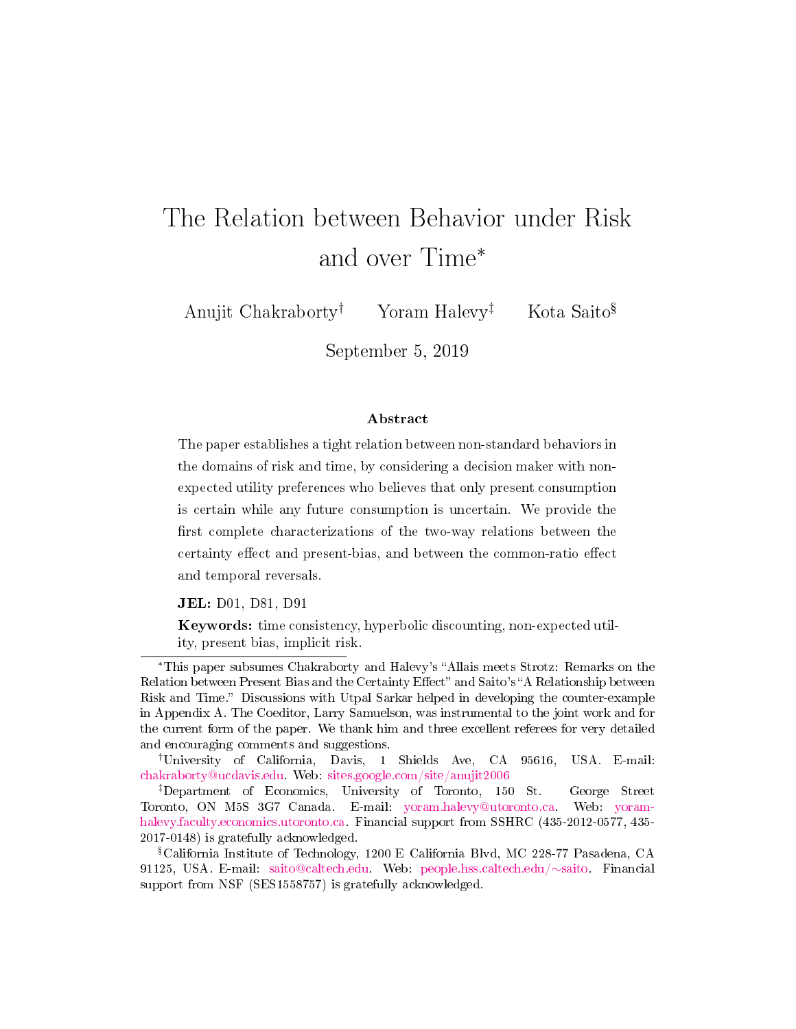# The Relation between Behavior under Risk and over Time[*]

Anujit Chakraborty[†] Yoram Halevy[‡] Kota Saito[§]

September 5, 2019

### Abstract

The paper establishes a tight relation between non-standard behaviors in the domains of risk and time, by considering a decision maker with non-expected utility preferences who believes that only present consumption is certain while any future consumption is uncertain. We provide the first complete characterizations of the two-way relations between the certainty effect and present-bias, and between the common-ratio effect and temporal reversals.

**JEL:** D01, D81, D91

**Keywords:** time consistency, hyperbolic discounting, non-expected utility, present bias, implicit risk.

---

[*] This paper subsumes Chakraborty and Halevy's "Allais meets Strotz: Remarks on the Relation between Present Bias and the Certainty Effect" and Saito's "A Relationship between Risk and Time." Discussions with Utpal Sarkar helped in developing the counter-example in Appendix A. The Coeditor, Larry Samuelson, was instrumental to the joint work and for the current form of the paper. We thank him and three excellent referees for very detailed and encouraging comments and suggestions.

[†] University of California, Davis, 1 Shields Ave, CA 95616, USA. E-mail: chakraborty@ucdavis.edu. Web: sites.google.com/site/anujit2006

[‡] Department of Economics, University of Toronto, 150 St. George Street Toronto, ON M5S 3G7 Canada. E-mail: yoram.halevy@utoronto.ca. Web: yoram-halevy.faculty.economics.utoronto.ca. Financial support from SSHRC (435-2012-0577, 435-2017-0148) is gratefully acknowledged.

[§] California Institute of Technology, 1200 E California Blvd, MC 228-77 Pasadena, CA 91125, USA. E-mail: saito@caltech.edu. Web: people.hss.caltech.edu/∼saito. Financial support from NSF (SES1558757) is gratefully acknowledged.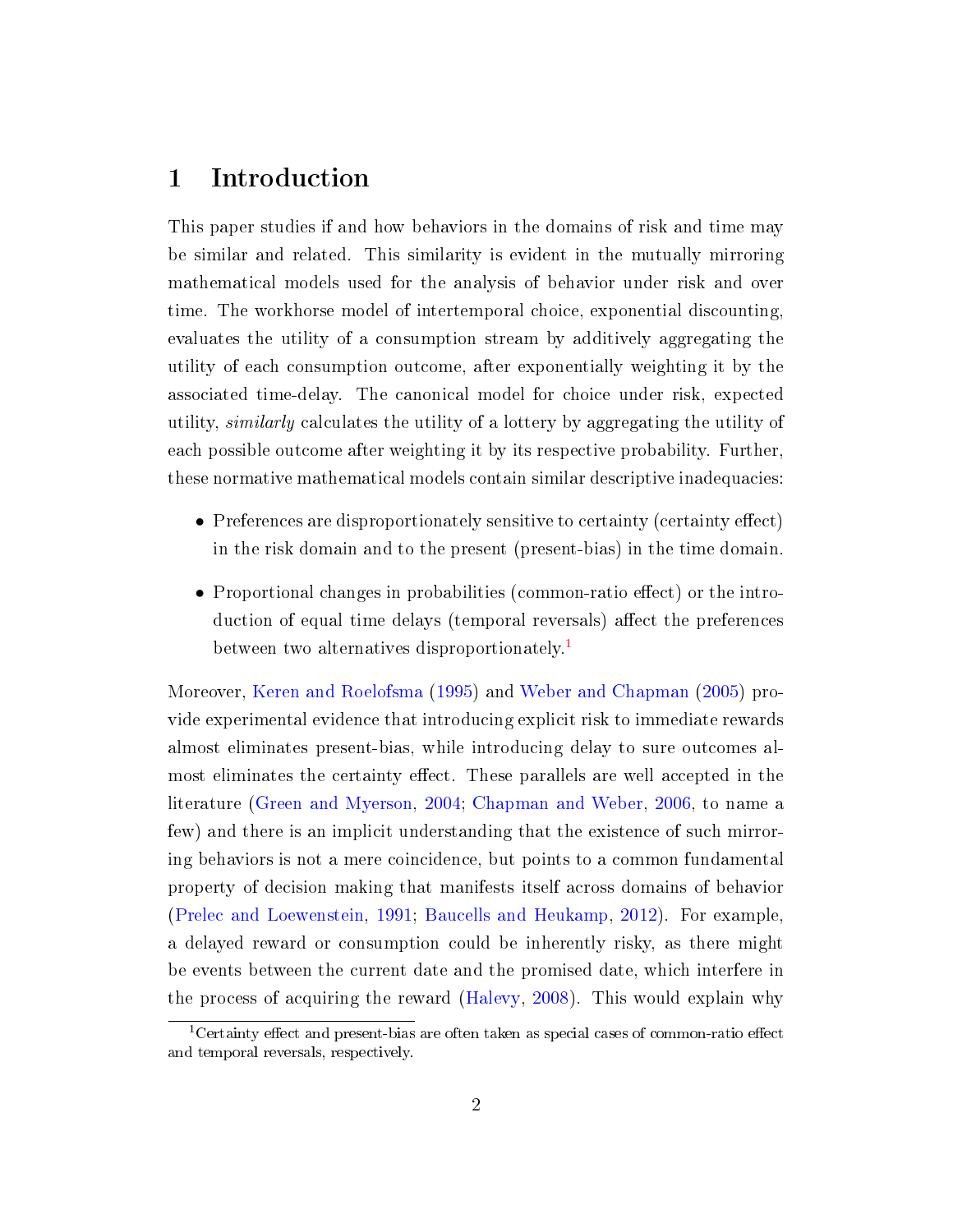# 1 Introduction

This paper studies if and how behaviors in the domains of risk and time may be similar and related. This similarity is evident in the mutually mirroring mathematical models used for the analysis of behavior under risk and over time. The workhorse model of intertemporal choice, exponential discounting, evaluates the utility of a consumption stream by additively aggregating the utility of each consumption outcome, after exponentially weighting it by the associated time-delay. The canonical model for choice under risk, expected utility, *similarly* calculates the utility of a lottery by aggregating the utility of each possible outcome after weighting it by its respective probability. Further, these normative mathematical models contain similar descriptive inadequacies:

- Preferences are disproportionately sensitive to certainty (certainty effect) in the risk domain and to the present (present-bias) in the time domain.
- Proportional changes in probabilities (common-ratio effect) or the introduction of equal time delays (temporal reversals) affect the preferences between two alternatives disproportionately.[1]

Moreover, Keren and Roelofsma (1995) and Weber and Chapman (2005) provide experimental evidence that introducing explicit risk to immediate rewards almost eliminates present-bias, while introducing delay to sure outcomes almost eliminates the certainty effect. These parallels are well accepted in the literature (Green and Myerson, 2004; Chapman and Weber, 2006, to name a few) and there is an implicit understanding that the existence of such mirroring behaviors is not a mere coincidence, but points to a common fundamental property of decision making that manifests itself across domains of behavior (Prelec and Loewenstein, 1991; Baucells and Heukamp, 2012). For example, a delayed reward or consumption could be inherently risky, as there might be events between the current date and the promised date, which interfere in the process of acquiring the reward (Halevy, 2008). This would explain why

[1] Certainty effect and present-bias are often taken as special cases of common-ratio effect and temporal reversals, respectively.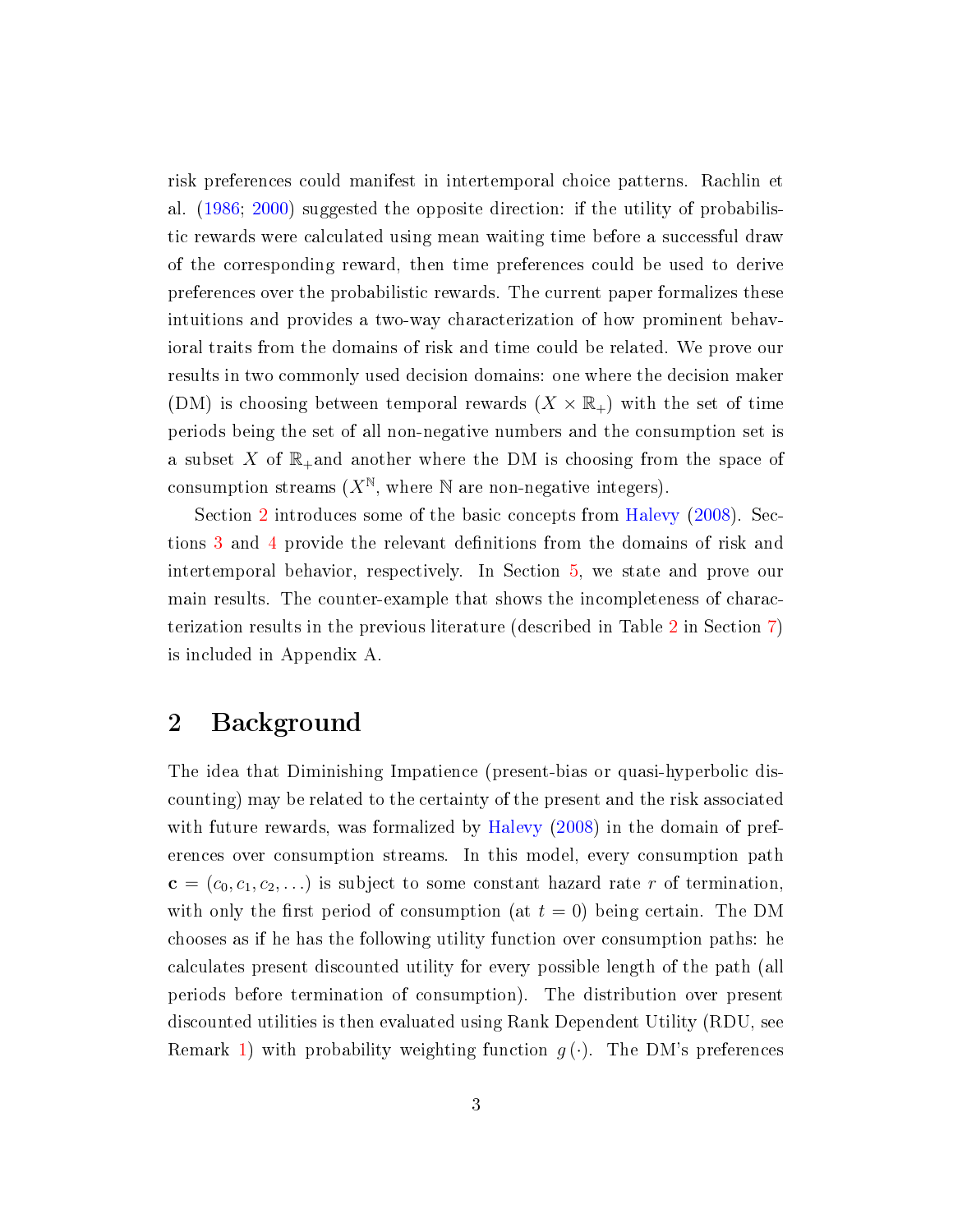risk preferences could manifest in intertemporal choice patterns. Rachlin et al. (1986; 2000) suggested the opposite direction: if the utility of probabilistic rewards were calculated using mean waiting time before a successful draw of the corresponding reward, then time preferences could be used to derive preferences over the probabilistic rewards. The current paper formalizes these intuitions and provides a two-way characterization of how prominent behavioral traits from the domains of risk and time could be related. We prove our results in two commonly used decision domains: one where the decision maker (DM) is choosing between temporal rewards ($X \times \mathbb{R}_+$) with the set of time periods being the set of all non-negative numbers and the consumption set is a subset $X$ of $\mathbb{R}_+$and another where the DM is choosing from the space of consumption streams ($X^{\mathbb{N}}$, where $\mathbb{N}$ are non-negative integers).

Section 2 introduces some of the basic concepts from Halevy (2008). Sections 3 and 4 provide the relevant definitions from the domains of risk and intertemporal behavior, respectively. In Section 5, we state and prove our main results. The counter-example that shows the incompleteness of characterization results in the previous literature (described in Table 2 in Section 7) is included in Appendix A.

## 2 Background

The idea that Diminishing Impatience (present-bias or quasi-hyperbolic discounting) may be related to the certainty of the present and the risk associated with future rewards, was formalized by Halevy (2008) in the domain of preferences over consumption streams. In this model, every consumption path $\mathbf{c} = (c_0, c_1, c_2, \ldots)$ is subject to some constant hazard rate $r$ of termination, with only the first period of consumption (at $t = 0$) being certain. The DM chooses as if he has the following utility function over consumption paths: he calculates present discounted utility for every possible length of the path (all periods before termination of consumption). The distribution over present discounted utilities is then evaluated using Rank Dependent Utility (RDU, see Remark 1) with probability weighting function $g(\cdot)$. The DM's preferences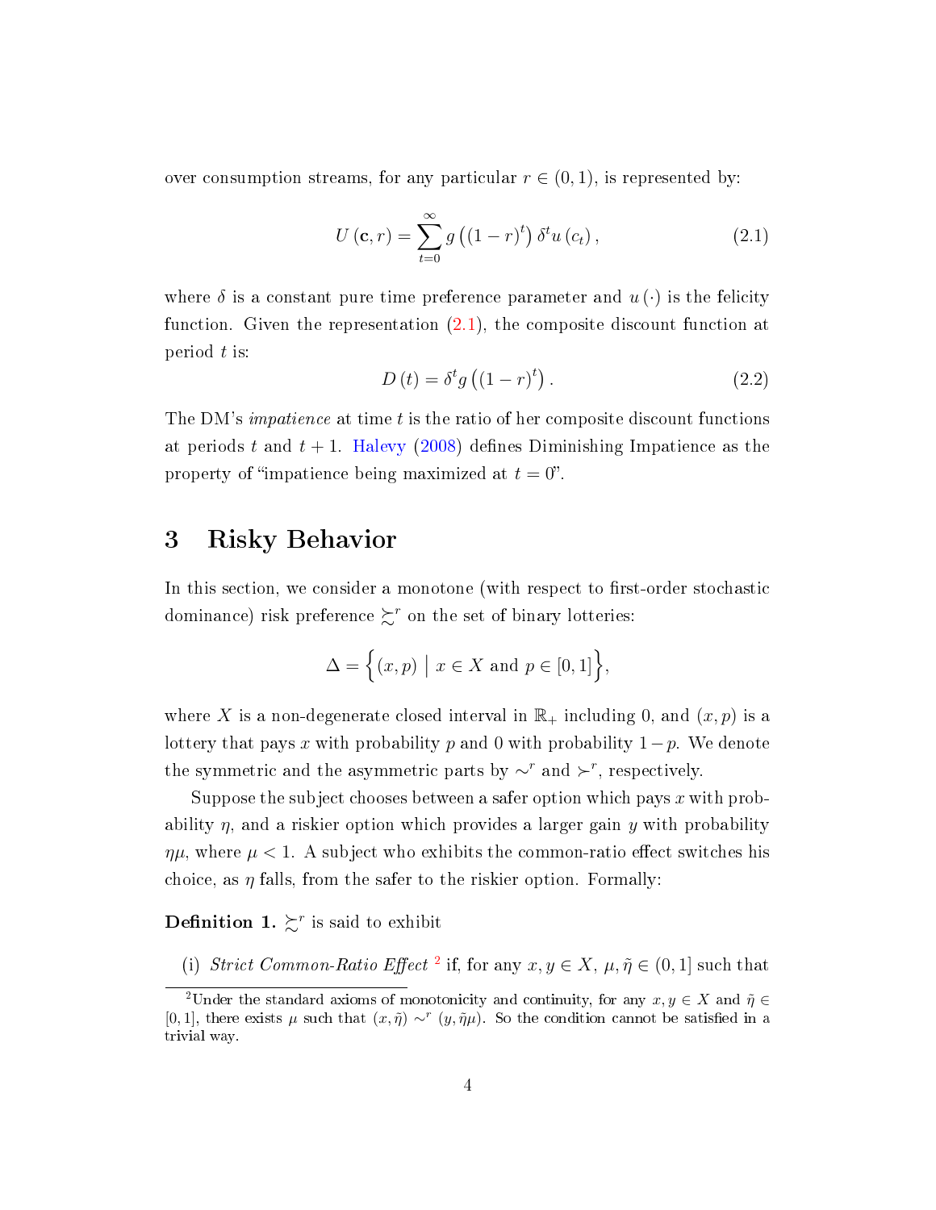over consumption streams, for any particular $r \in (0,1)$, is represented by:

$$U(\mathbf{c}, r) = \sum_{t=0}^{\infty} g\left((1-r)^t\right) \delta^t u(c_t), \tag{2.1}$$

where $\delta$ is a constant pure time preference parameter and $u(\cdot)$ is the felicity function. Given the representation (2.1), the composite discount function at period $t$ is:

$$D(t) = \delta^t g\left((1-r)^t\right). \tag{2.2}$$

The DM's *impatience* at time $t$ is the ratio of her composite discount functions at periods $t$ and $t+1$. Halevy (2008) defines Diminishing Impatience as the property of "impatience being maximized at $t=0$".

# 3 Risky Behavior

In this section, we consider a monotone (with respect to first-order stochastic dominance) risk preference $\succsim^r$ on the set of binary lotteries:

$$\Delta = \Big\{(x,p) \;\Big|\; x \in X \text{ and } p \in [0,1]\Big\},$$

where $X$ is a non-degenerate closed interval in $\mathbb{R}_+$ including 0, and $(x,p)$ is a lottery that pays $x$ with probability $p$ and 0 with probability $1-p$. We denote the symmetric and the asymmetric parts by $\sim^r$ and $\succ^r$, respectively.

Suppose the subject chooses between a safer option which pays $x$ with probability $\eta$, and a riskier option which provides a larger gain $y$ with probability $\eta\mu$, where $\mu < 1$. A subject who exhibits the common-ratio effect switches his choice, as $\eta$ falls, from the safer to the riskier option. Formally:

**Definition 1.** $\succsim^r$ is said to exhibit

(i) *Strict Common-Ratio Effect* [2] if, for any $x, y \in X$, $\mu, \tilde{\eta} \in (0,1]$ such that

[2] Under the standard axioms of monotonicity and continuity, for any $x, y \in X$ and $\tilde{\eta} \in [0,1]$, there exists $\mu$ such that $(x, \tilde{\eta}) \sim^r (y, \tilde{\eta}\mu)$. So the condition cannot be satisfied in a trivial way.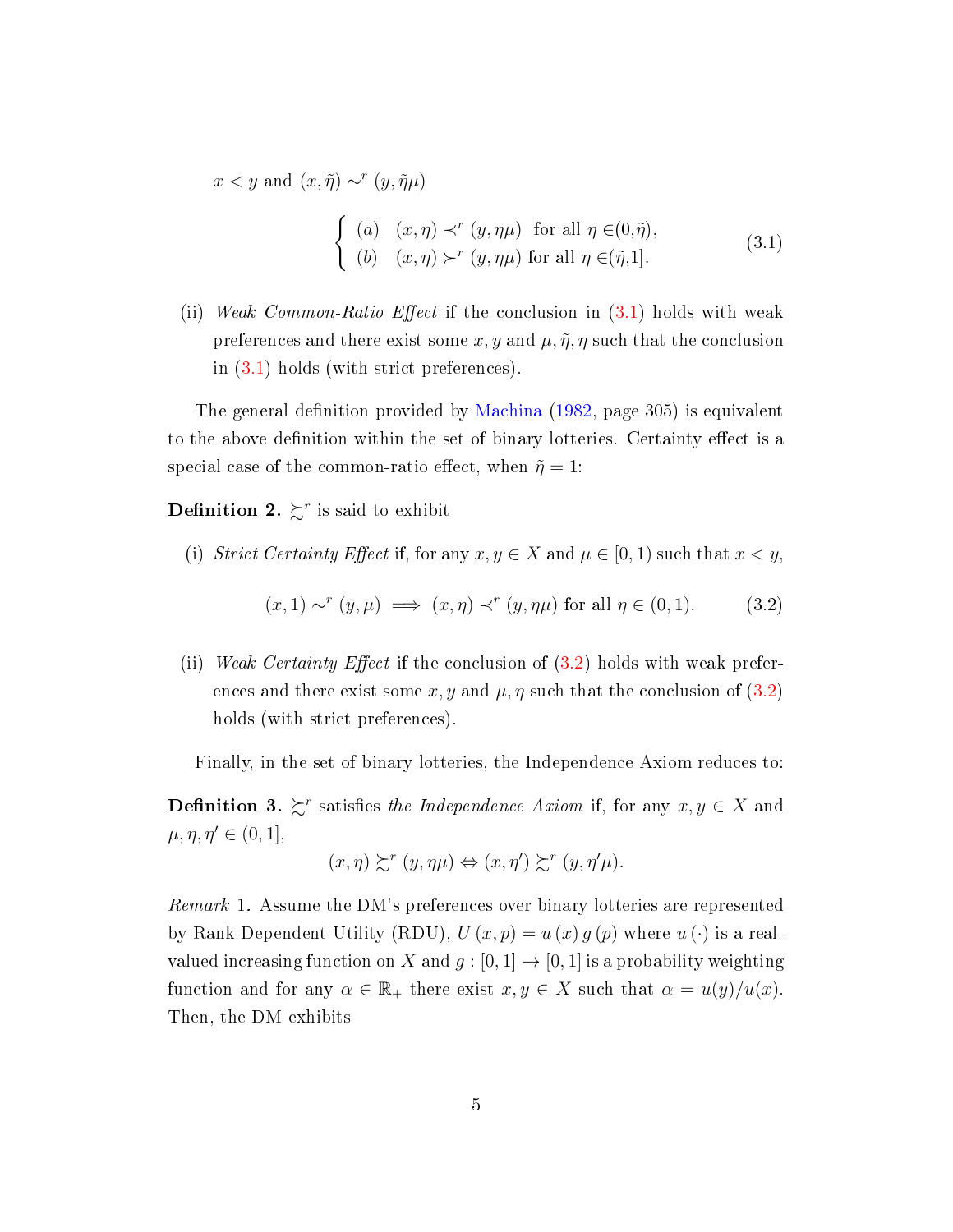$x < y$ and $(x, \tilde{\eta}) \sim^r (y, \tilde{\eta}\mu)$

$$\begin{cases} (a) \quad (x, \eta) \prec^r (y, \eta\mu) \;\; \text{for all } \eta \in (0, \tilde{\eta}), \\ (b) \quad (x, \eta) \succ^r (y, \eta\mu) \; \text{for all } \eta \in (\tilde{\eta}, 1]. \end{cases} \tag{3.1}$$

(ii) *Weak Common-Ratio Effect* if the conclusion in (3.1) holds with weak preferences and there exist some $x, y$ and $\mu, \tilde{\eta}, \eta$ such that the conclusion in (3.1) holds (with strict preferences).

The general definition provided by Machina (1982, page 305) is equivalent to the above definition within the set of binary lotteries. Certainty effect is a special case of the common-ratio effect, when $\tilde{\eta} = 1$:

**Definition 2.** $\succsim^r$ is said to exhibit

(i) *Strict Certainty Effect* if, for any $x, y \in X$ and $\mu \in [0, 1)$ such that $x < y$,

$$(x, 1) \sim^r (y, \mu) \implies (x, \eta) \prec^r (y, \eta\mu) \text{ for all } \eta \in (0, 1). \tag{3.2}$$

(ii) *Weak Certainty Effect* if the conclusion of (3.2) holds with weak preferences and there exist some $x, y$ and $\mu, \eta$ such that the conclusion of (3.2) holds (with strict preferences).

Finally, in the set of binary lotteries, the Independence Axiom reduces to:

**Definition 3.** $\succsim^r$ satisfies *the Independence Axiom* if, for any $x, y \in X$ and $\mu, \eta, \eta' \in (0, 1]$,

$$(x, \eta) \succsim^r (y, \eta\mu) \Leftrightarrow (x, \eta') \succsim^r (y, \eta'\mu).$$

*Remark* 1. Assume the DM's preferences over binary lotteries are represented by Rank Dependent Utility (RDU), $U(x, p) = u(x)\, g(p)$ where $u(\cdot)$ is a real-valued increasing function on $X$ and $g : [0, 1] \to [0, 1]$ is a probability weighting function and for any $\alpha \in \mathbb{R}_+$ there exist $x, y \in X$ such that $\alpha = u(y)/u(x)$. Then, the DM exhibits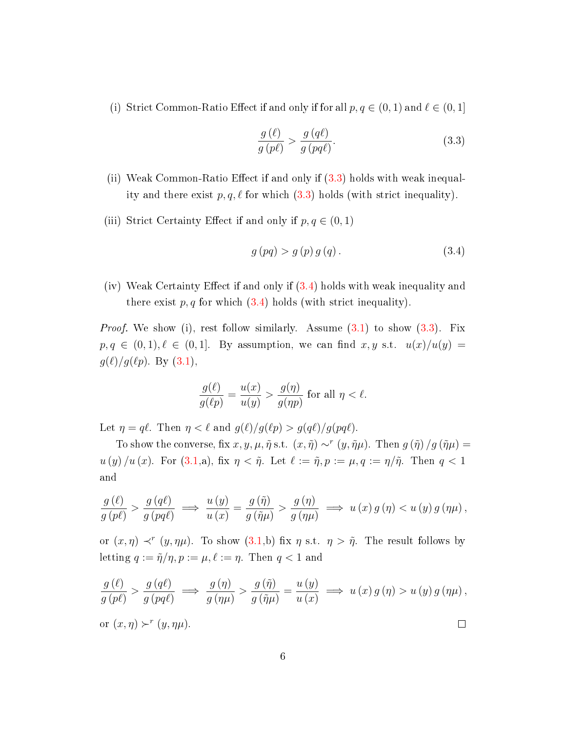(i) Strict Common-Ratio Effect if and only if for all $p, q \in (0,1)$ and $\ell \in (0,1]$

$$\frac{g(\ell)}{g(p\ell)} > \frac{g(q\ell)}{g(pq\ell)}. \tag{3.3}$$

(ii) Weak Common-Ratio Effect if and only if (3.3) holds with weak inequality and there exist $p, q, \ell$ for which (3.3) holds (with strict inequality).

(iii) Strict Certainty Effect if and only if $p, q \in (0,1)$

$$g(pq) > g(p)\, g(q). \tag{3.4}$$

(iv) Weak Certainty Effect if and only if (3.4) holds with weak inequality and there exist $p, q$ for which (3.4) holds (with strict inequality).

*Proof.* We show (i), rest follow similarly. Assume (3.1) to show (3.3). Fix $p, q \in (0,1), \ell \in (0,1]$. By assumption, we can find $x, y$ s.t. $u(x)/u(y) = g(\ell)/g(\ell p)$. By (3.1),

$$\frac{g(\ell)}{g(\ell p)} = \frac{u(x)}{u(y)} > \frac{g(\eta)}{g(\eta p)} \text{ for all } \eta < \ell.$$

Let $\eta = q\ell$. Then $\eta < \ell$ and $g(\ell)/g(\ell p) > g(q\ell)/g(pq\ell)$.

To show the converse, fix $x, y, \mu, \tilde{\eta}$ s.t. $(x, \tilde{\eta}) \sim^r (y, \tilde{\eta}\mu)$. Then $g(\tilde{\eta})/g(\tilde{\eta}\mu) = u(y)/u(x)$. For (3.1,a), fix $\eta < \tilde{\eta}$. Let $\ell := \tilde{\eta}, p := \mu, q := \eta/\tilde{\eta}$. Then $q < 1$ and

$$\frac{g(\ell)}{g(p\ell)} > \frac{g(q\ell)}{g(pq\ell)} \implies \frac{u(y)}{u(x)} = \frac{g(\tilde{\eta})}{g(\tilde{\eta}\mu)} > \frac{g(\eta)}{g(\eta\mu)} \implies u(x)\, g(\eta) < u(y)\, g(\eta\mu),$$

or $(x, \eta) \prec^r (y, \eta\mu)$. To show (3.1,b) fix $\eta$ s.t. $\eta > \tilde{\eta}$. The result follows by letting $q := \tilde{\eta}/\eta, p := \mu, \ell := \eta$. Then $q < 1$ and

$$\frac{g(\ell)}{g(p\ell)} > \frac{g(q\ell)}{g(pq\ell)} \implies \frac{g(\eta)}{g(\eta\mu)} > \frac{g(\tilde{\eta})}{g(\tilde{\eta}\mu)} = \frac{u(y)}{u(x)} \implies u(x)\, g(\eta) > u(y)\, g(\eta\mu),$$

or $(x, \eta) \succ^r (y, \eta\mu)$. $\square$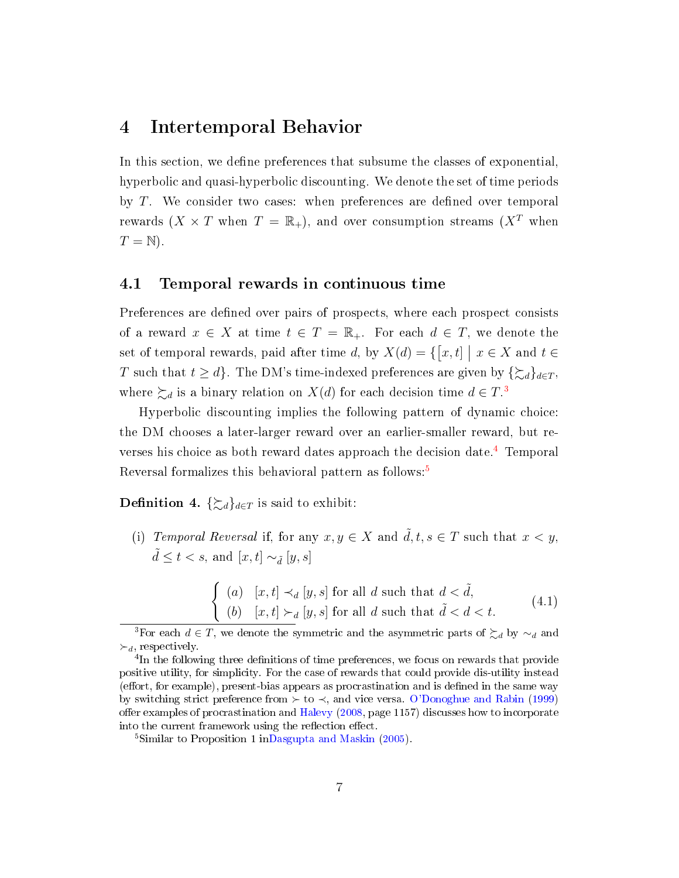# 4 Intertemporal Behavior

In this section, we define preferences that subsume the classes of exponential, hyperbolic and quasi-hyperbolic discounting. We denote the set of time periods by $T$. We consider two cases: when preferences are defined over temporal rewards ($X \times T$ when $T = \mathbb{R}_+$), and over consumption streams ($X^T$ when $T = \mathbb{N}$).

## 4.1 Temporal rewards in continuous time

Preferences are defined over pairs of prospects, where each prospect consists of a reward $x \in X$ at time $t \in T = \mathbb{R}_+$. For each $d \in T$, we denote the set of temporal rewards, paid after time $d$, by $X(d) = \{[x,t] \mid x \in X \text{ and } t \in T \text{ such that } t \geq d\}$. The DM's time-indexed preferences are given by $\{\succsim_d\}_{d \in T}$, where $\succsim_d$ is a binary relation on $X(d)$ for each decision time $d \in T$.[3]

Hyperbolic discounting implies the following pattern of dynamic choice: the DM chooses a later-larger reward over an earlier-smaller reward, but reverses his choice as both reward dates approach the decision date.[4] Temporal Reversal formalizes this behavioral pattern as follows:[5]

**Definition 4.** $\{\succsim_d\}_{d \in T}$ is said to exhibit:

(i) *Temporal Reversal* if, for any $x, y \in X$ and $\tilde{d}, t, s \in T$ such that $x < y$, $\tilde{d} \leq t < s$, and $[x,t] \sim_{\tilde{d}} [y,s]$

$$\begin{cases} (a) \quad [x,t] \prec_d [y,s] \text{ for all } d \text{ such that } d < \tilde{d}, \\ (b) \quad [x,t] \succ_d [y,s] \text{ for all } d \text{ such that } \tilde{d} < d < t. \end{cases} \tag{4.1}$$

---

[3] For each $d \in T$, we denote the symmetric and the asymmetric parts of $\succsim_d$ by $\sim_d$ and $\succ_d$, respectively.

[4] In the following three definitions of time preferences, we focus on rewards that provide positive utility, for simplicity. For the case of rewards that could provide dis-utility instead (effort, for example), present-bias appears as procrastination and is defined in the same way by switching strict preference from $\succ$ to $\prec$, and vice versa. O'Donoghue and Rabin (1999) offer examples of procrastination and Halevy (2008, page 1157) discusses how to incorporate into the current framework using the reflection effect.

[5] Similar to Proposition 1 inDasgupta and Maskin (2005).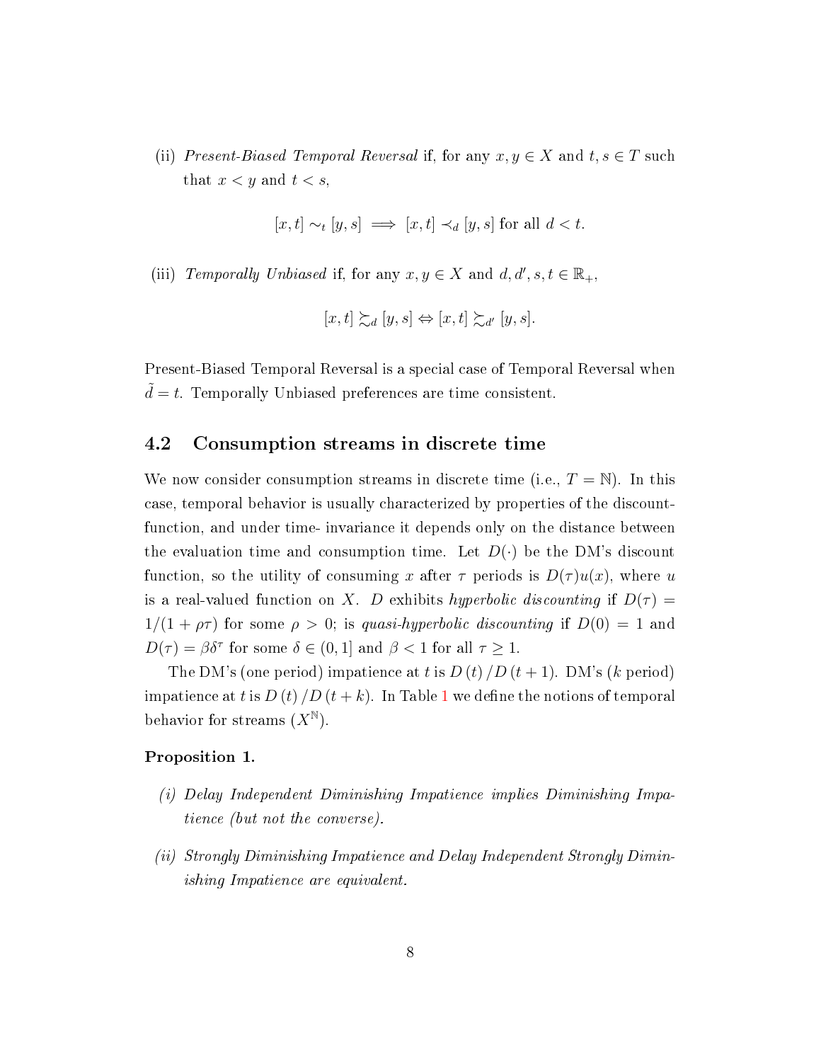(ii) *Present-Biased Temporal Reversal* if, for any $x, y \in X$ and $t, s \in T$ such that $x < y$ and $t < s$,

$$[x, t] \sim_t [y, s] \implies [x, t] \prec_d [y, s] \text{ for all } d < t.$$

(iii) *Temporally Unbiased* if, for any $x, y \in X$ and $d, d', s, t \in \mathbb{R}_+$,

$$[x, t] \succsim_d [y, s] \Leftrightarrow [x, t] \succsim_{d'} [y, s].$$

Present-Biased Temporal Reversal is a special case of Temporal Reversal when $\tilde{d} = t$. Temporally Unbiased preferences are time consistent.

## 4.2 Consumption streams in discrete time

We now consider consumption streams in discrete time (i.e., $T = \mathbb{N}$). In this case, temporal behavior is usually characterized by properties of the discount-function, and under time- invariance it depends only on the distance between the evaluation time and consumption time. Let $D(\cdot)$ be the DM's discount function, so the utility of consuming $x$ after $\tau$ periods is $D(\tau)u(x)$, where $u$ is a real-valued function on $X$. $D$ exhibits *hyperbolic discounting* if $D(\tau) = 1/(1 + \rho\tau)$ for some $\rho > 0$; is *quasi-hyperbolic discounting* if $D(0) = 1$ and $D(\tau) = \beta\delta^\tau$ for some $\delta \in (0, 1]$ and $\beta < 1$ for all $\tau \geq 1$.

The DM's (one period) impatience at $t$ is $D(t)/D(t+1)$. DM's ($k$ period) impatience at $t$ is $D(t)/D(t+k)$. In Table 1 we define the notions of temporal behavior for streams ($X^{\mathbb{N}}$).

**Proposition 1.**

*(i) Delay Independent Diminishing Impatience implies Diminishing Impatience (but not the converse).*

*(ii) Strongly Diminishing Impatience and Delay Independent Strongly Diminishing Impatience are equivalent.*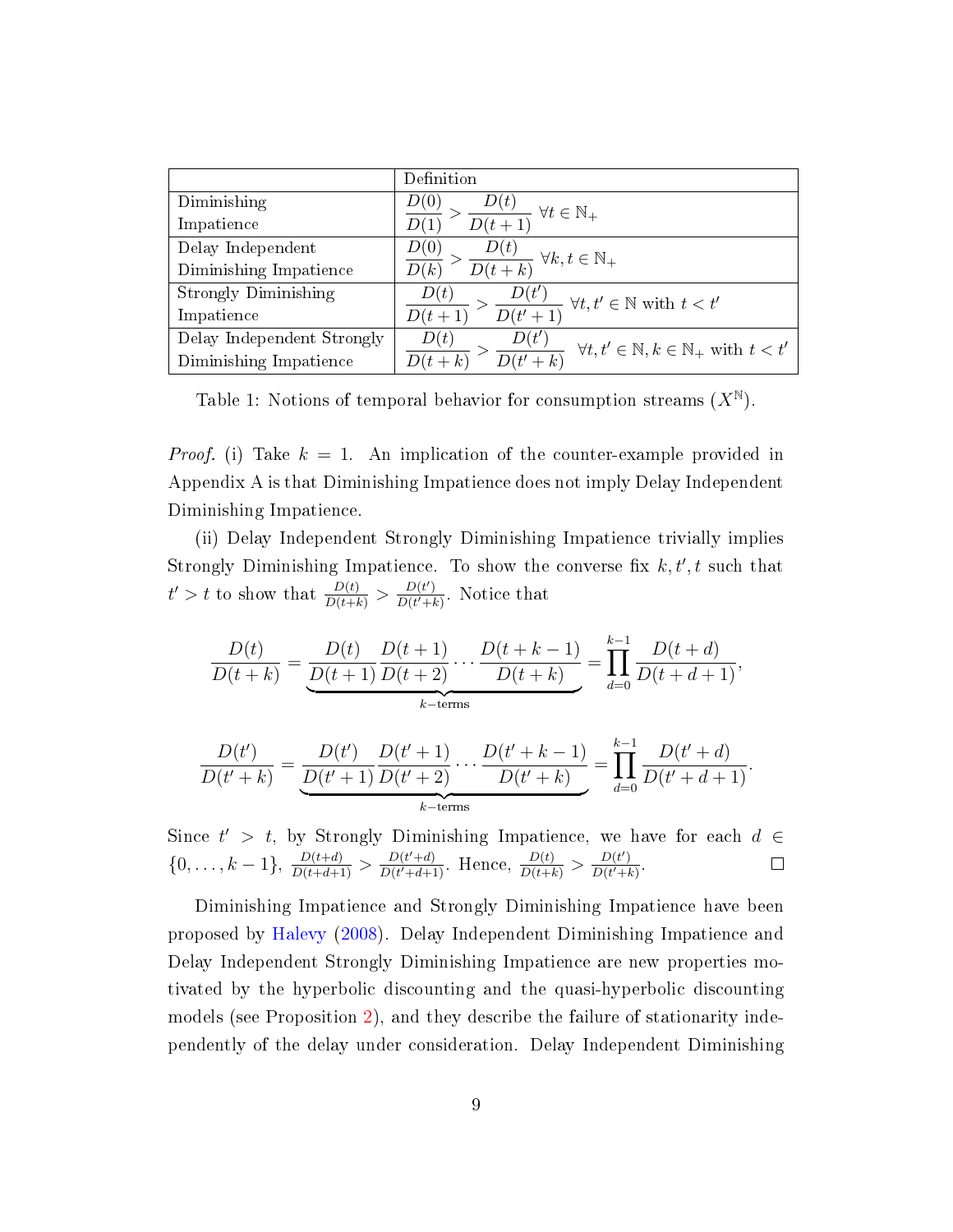| | Definition |
|---|---|
| Diminishing Impatience | $\frac{D(0)}{D(1)} > \frac{D(t)}{D(t+1)} \ \forall t \in \mathbb{N}_+$ |
| Delay Independent Diminishing Impatience | $\frac{D(0)}{D(k)} > \frac{D(t)}{D(t+k)} \ \forall k, t \in \mathbb{N}_+$ |
| Strongly Diminishing Impatience | $\frac{D(t)}{D(t+1)} > \frac{D(t')}{D(t'+1)} \ \forall t, t' \in \mathbb{N}$ with $t < t'$ |
| Delay Independent Strongly Diminishing Impatience | $\frac{D(t)}{D(t+k)} > \frac{D(t')}{D(t'+k)} \ \forall t, t' \in \mathbb{N}, k \in \mathbb{N}_+$ with $t < t'$ |

Table 1: Notions of temporal behavior for consumption streams ($X^{\mathbb{N}}$).

*Proof.* (i) Take $k = 1$. An implication of the counter-example provided in Appendix A is that Diminishing Impatience does not imply Delay Independent Diminishing Impatience.

(ii) Delay Independent Strongly Diminishing Impatience trivially implies Strongly Diminishing Impatience. To show the converse fix $k, t', t$ such that $t' > t$ to show that $\frac{D(t)}{D(t+k)} > \frac{D(t')}{D(t'+k)}$. Notice that

$$\frac{D(t)}{D(t+k)} = \underbrace{\frac{D(t)}{D(t+1)} \frac{D(t+1)}{D(t+2)} \cdots \frac{D(t+k-1)}{D(t+k)}}_{k-\text{terms}} = \prod_{d=0}^{k-1} \frac{D(t+d)}{D(t+d+1)},$$

$$\frac{D(t')}{D(t'+k)} = \underbrace{\frac{D(t')}{D(t'+1)} \frac{D(t'+1)}{D(t'+2)} \cdots \frac{D(t'+k-1)}{D(t'+k)}}_{k-\text{terms}} = \prod_{d=0}^{k-1} \frac{D(t'+d)}{D(t'+d+1)}.$$

Since $t' > t$, by Strongly Diminishing Impatience, we have for each $d \in \{0, \ldots, k-1\}$, $\frac{D(t+d)}{D(t+d+1)} > \frac{D(t'+d)}{D(t'+d+1)}$. Hence, $\frac{D(t)}{D(t+k)} > \frac{D(t')}{D(t'+k)}$. □

Diminishing Impatience and Strongly Diminishing Impatience have been proposed by Halevy (2008). Delay Independent Diminishing Impatience and Delay Independent Strongly Diminishing Impatience are new properties motivated by the hyperbolic discounting and the quasi-hyperbolic discounting models (see Proposition 2), and they describe the failure of stationarity independently of the delay under consideration. Delay Independent Diminishing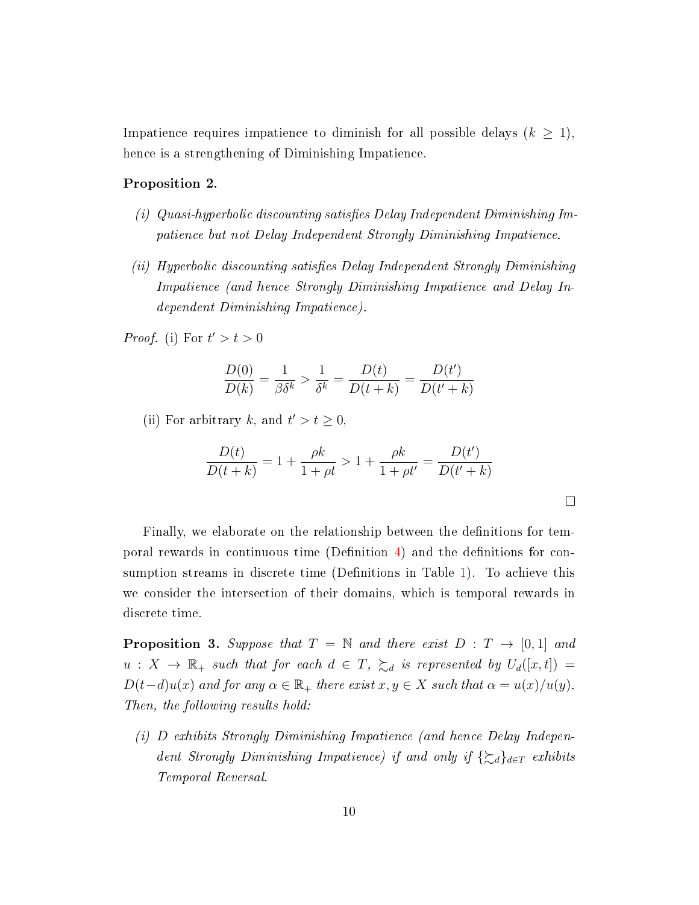Impatience requires impatience to diminish for all possible delays ($k \geq 1$), hence is a strengthening of Diminishing Impatience.

**Proposition 2.**

*(i) Quasi-hyperbolic discounting satisfies Delay Independent Diminishing Impatience but not Delay Independent Strongly Diminishing Impatience.*

*(ii) Hyperbolic discounting satisfies Delay Independent Strongly Diminishing Impatience (and hence Strongly Diminishing Impatience and Delay Independent Diminishing Impatience).*

*Proof.* (i) For $t' > t > 0$

$$\frac{D(0)}{D(k)} = \frac{1}{\beta\delta^k} > \frac{1}{\delta^k} = \frac{D(t)}{D(t+k)} = \frac{D(t')}{D(t'+k)}$$

(ii) For arbitrary $k$, and $t' > t \geq 0$,

$$\frac{D(t)}{D(t+k)} = 1 + \frac{\rho k}{1+\rho t} > 1 + \frac{\rho k}{1+\rho t'} = \frac{D(t')}{D(t'+k)}$$

□

Finally, we elaborate on the relationship between the definitions for temporal rewards in continuous time (Definition 4) and the definitions for consumption streams in discrete time (Definitions in Table 1). To achieve this we consider the intersection of their domains, which is temporal rewards in discrete time.

**Proposition 3.** *Suppose that $T = \mathbb{N}$ and there exist $D : T \to [0,1]$ and $u : X \to \mathbb{R}_+$ such that for each $d \in T$, $\succsim_d$ is represented by $U_d([x,t]) = D(t-d)u(x)$ and for any $\alpha \in \mathbb{R}_+$ there exist $x, y \in X$ such that $\alpha = u(x)/u(y)$. Then, the following results hold:*

*(i) $D$ exhibits Strongly Diminishing Impatience (and hence Delay Independent Strongly Diminishing Impatience) if and only if $\{\succsim_d\}_{d\in T}$ exhibits Temporal Reversal.*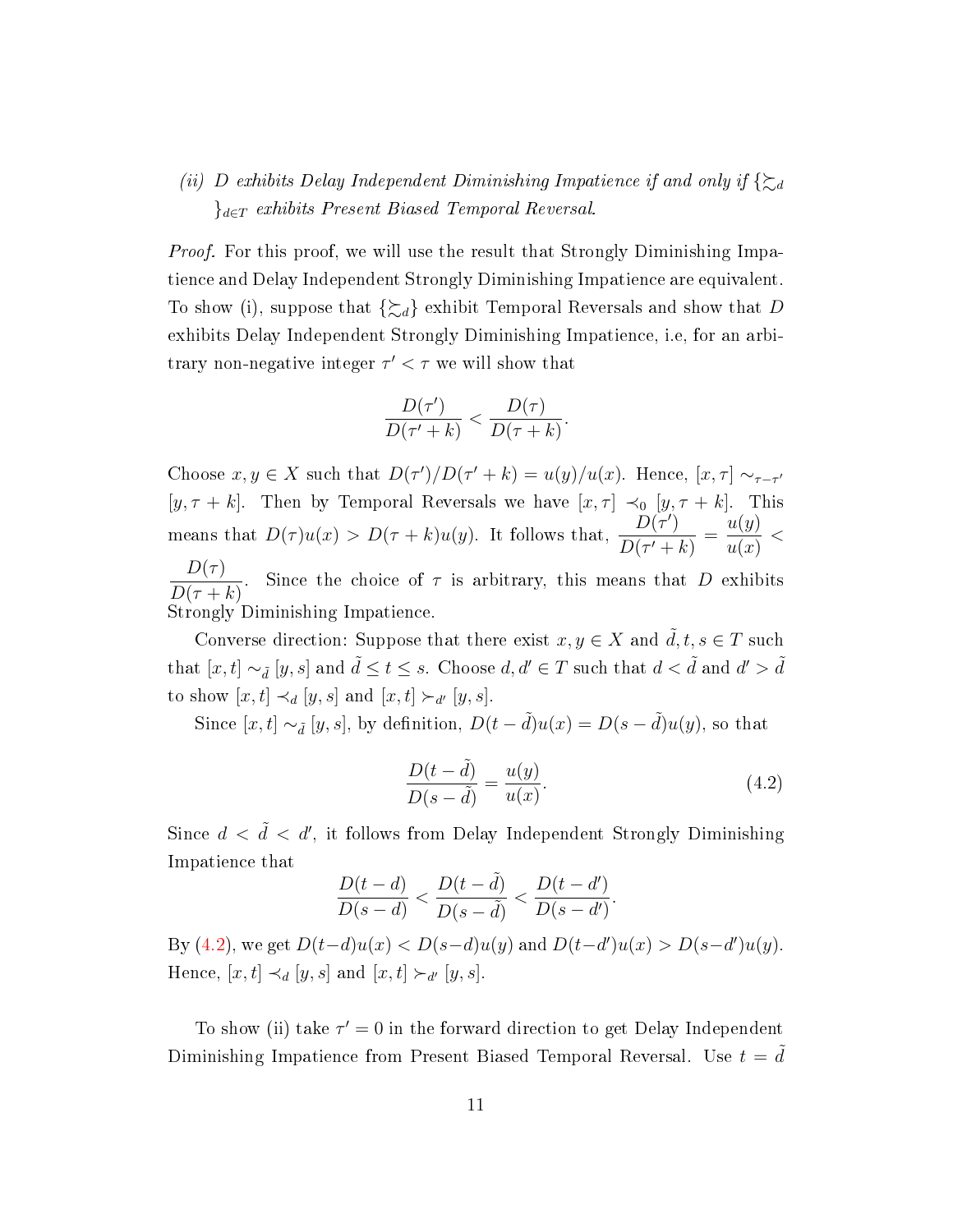*(ii) $D$ exhibits Delay Independent Diminishing Impatience if and only if $\{\succsim_d\}_{d\in T}$ exhibits Present Biased Temporal Reversal.*

*Proof.* For this proof, we will use the result that Strongly Diminishing Impatience and Delay Independent Strongly Diminishing Impatience are equivalent. To show (i), suppose that $\{\succsim_d\}$ exhibit Temporal Reversals and show that $D$ exhibits Delay Independent Strongly Diminishing Impatience, i.e, for an arbitrary non-negative integer $\tau' < \tau$ we will show that

$$\frac{D(\tau')}{D(\tau'+k)} < \frac{D(\tau)}{D(\tau+k)}.$$

Choose $x, y \in X$ such that $D(\tau')/D(\tau'+k) = u(y)/u(x)$. Hence, $[x,\tau] \sim_{\tau-\tau'} [y, \tau+k]$. Then by Temporal Reversals we have $[x,\tau] \prec_0 [y,\tau+k]$. This means that $D(\tau)u(x) > D(\tau+k)u(y)$. It follows that, $\dfrac{D(\tau')}{D(\tau'+k)} = \dfrac{u(y)}{u(x)} < \dfrac{D(\tau)}{D(\tau+k)}$. Since the choice of $\tau$ is arbitrary, this means that $D$ exhibits Strongly Diminishing Impatience.

Converse direction: Suppose that there exist $x, y \in X$ and $\tilde{d}, t, s \in T$ such that $[x,t] \sim_{\tilde{d}} [y,s]$ and $\tilde{d} \leq t \leq s$. Choose $d, d' \in T$ such that $d < \tilde{d}$ and $d' > \tilde{d}$ to show $[x,t] \prec_d [y,s]$ and $[x,t] \succ_{d'} [y,s]$.

Since $[x,t] \sim_{\tilde{d}} [y,s]$, by definition, $D(t-\tilde{d})u(x) = D(s-\tilde{d})u(y)$, so that

$$\frac{D(t-\tilde{d})}{D(s-\tilde{d})} = \frac{u(y)}{u(x)}. \tag{4.2}$$

Since $d < \tilde{d} < d'$, it follows from Delay Independent Strongly Diminishing Impatience that

$$\frac{D(t-d)}{D(s-d)} < \frac{D(t-\tilde{d})}{D(s-\tilde{d})} < \frac{D(t-d')}{D(s-d')}.$$

By (4.2), we get $D(t-d)u(x) < D(s-d)u(y)$ and $D(t-d')u(x) > D(s-d')u(y)$. Hence, $[x,t] \prec_d [y,s]$ and $[x,t] \succ_{d'} [y,s]$.

To show (ii) take $\tau' = 0$ in the forward direction to get Delay Independent Diminishing Impatience from Present Biased Temporal Reversal. Use $t = \tilde{d}$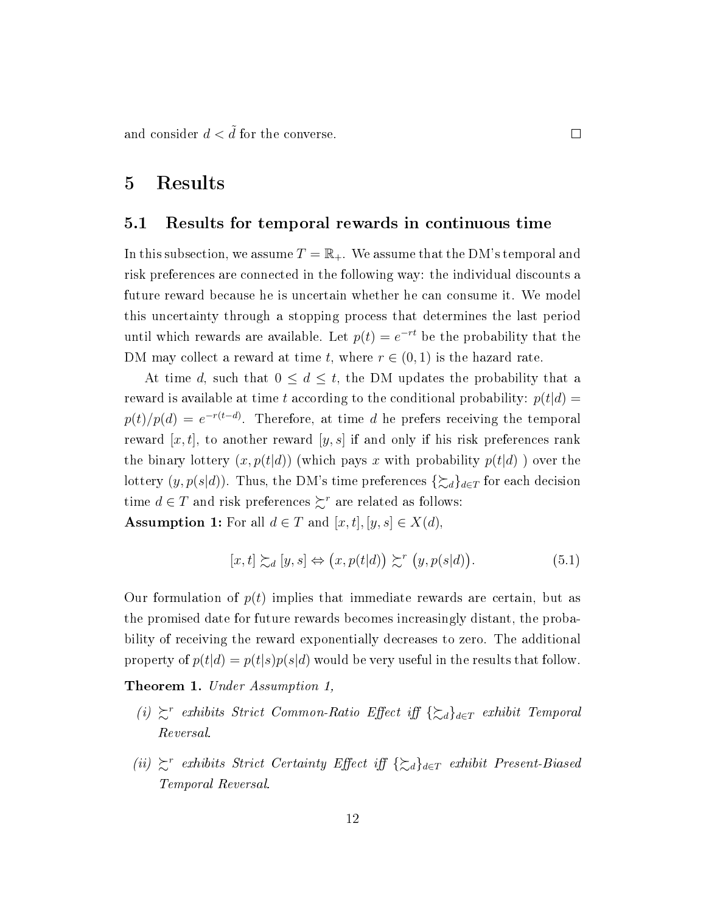and consider $d < \tilde{d}$ for the converse. □

# 5 Results

## 5.1 Results for temporal rewards in continuous time

In this subsection, we assume $T = \mathbb{R}_+$. We assume that the DM's temporal and risk preferences are connected in the following way: the individual discounts a future reward because he is uncertain whether he can consume it. We model this uncertainty through a stopping process that determines the last period until which rewards are available. Let $p(t) = e^{-rt}$ be the probability that the DM may collect a reward at time $t$, where $r \in (0, 1)$ is the hazard rate.

At time $d$, such that $0 \leq d \leq t$, the DM updates the probability that a reward is available at time $t$ according to the conditional probability: $p(t|d) = p(t)/p(d) = e^{-r(t-d)}$. Therefore, at time $d$ he prefers receiving the temporal reward $[x, t]$, to another reward $[y, s]$ if and only if his risk preferences rank the binary lottery $(x, p(t|d))$ (which pays $x$ with probability $p(t|d)$ ) over the lottery $(y, p(s|d))$. Thus, the DM's time preferences $\{\succsim_d\}_{d \in T}$ for each decision time $d \in T$ and risk preferences $\succsim^r$ are related as follows:

**Assumption 1:** For all $d \in T$ and $[x, t], [y, s] \in X(d)$,

$$[x, t] \succsim_d [y, s] \Leftrightarrow \big(x, p(t|d)\big) \succsim^r \big(y, p(s|d)\big). \tag{5.1}$$

Our formulation of $p(t)$ implies that immediate rewards are certain, but as the promised date for future rewards becomes increasingly distant, the probability of receiving the reward exponentially decreases to zero. The additional property of $p(t|d) = p(t|s)p(s|d)$ would be very useful in the results that follow.

**Theorem 1.** *Under Assumption 1,*

- *(i)* $\succsim^r$ *exhibits Strict Common-Ratio Effect iff* $\{\succsim_d\}_{d \in T}$ *exhibit Temporal Reversal.*
- *(ii)* $\succsim^r$ *exhibits Strict Certainty Effect iff* $\{\succsim_d\}_{d \in T}$ *exhibit Present-Biased Temporal Reversal.*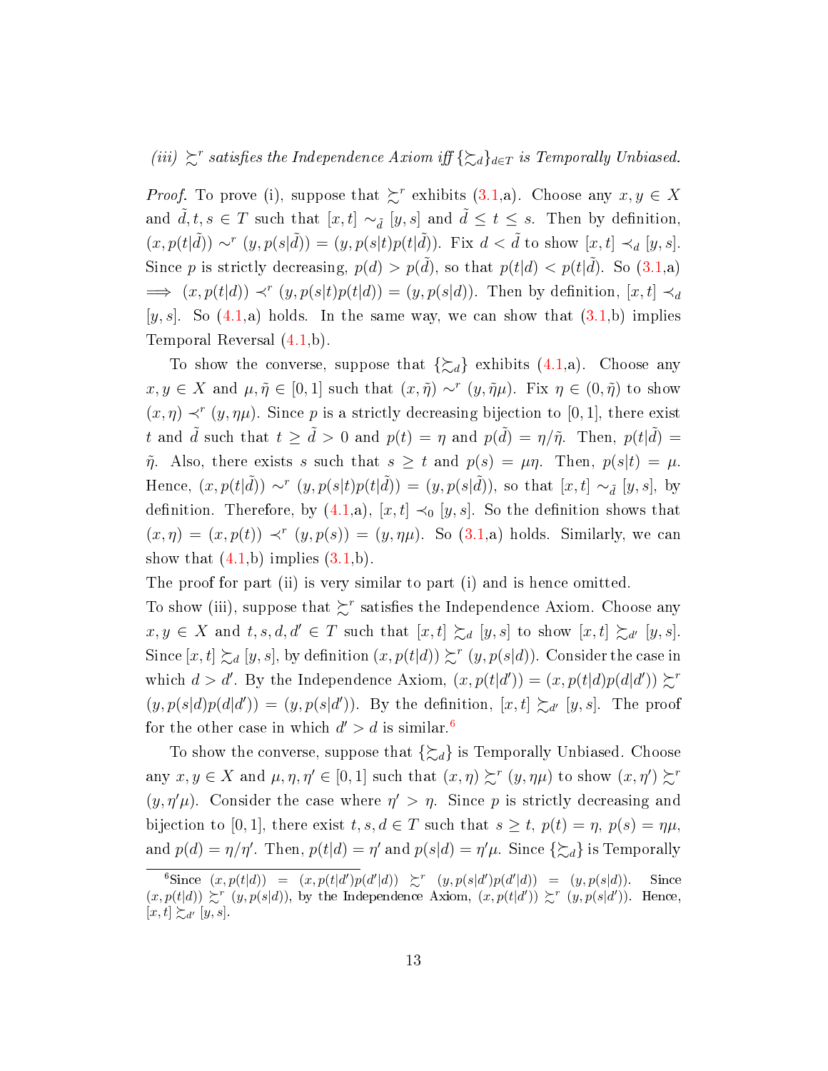*(iii) $\succsim^r$ satisfies the Independence Axiom iff $\{\succsim_d\}_{d\in T}$ is Temporally Unbiased.*

*Proof.* To prove (i), suppose that $\succsim^r$ exhibits (3.1,a). Choose any $x, y \in X$ and $\tilde{d}, t, s \in T$ such that $[x,t] \sim_{\tilde{d}} [y,s]$ and $\tilde{d} \leq t \leq s$. Then by definition, $(x, p(t|\tilde{d})) \sim^r (y, p(s|\tilde{d})) = (y, p(s|t)p(t|\tilde{d}))$. Fix $d < \tilde{d}$ to show $[x,t] \prec_d [y,s]$. Since $p$ is strictly decreasing, $p(d) > p(\tilde{d})$, so that $p(t|d) < p(t|\tilde{d})$. So (3.1,a) $\implies$ $(x, p(t|d)) \prec^r (y, p(s|t)p(t|d)) = (y, p(s|d))$. Then by definition, $[x,t] \prec_d [y,s]$. So (4.1,a) holds. In the same way, we can show that (3.1,b) implies Temporal Reversal (4.1,b).

To show the converse, suppose that $\{\succsim_d\}$ exhibits (4.1,a). Choose any $x, y \in X$ and $\mu, \tilde{\eta} \in [0,1]$ such that $(x, \tilde{\eta}) \sim^r (y, \tilde{\eta}\mu)$. Fix $\eta \in (0, \tilde{\eta})$ to show $(x, \eta) \prec^r (y, \eta\mu)$. Since $p$ is a strictly decreasing bijection to $[0,1]$, there exist $t$ and $\tilde{d}$ such that $t \geq \tilde{d} > 0$ and $p(t) = \eta$ and $p(\tilde{d}) = \eta/\tilde{\eta}$. Then, $p(t|\tilde{d}) = \tilde{\eta}$. Also, there exists $s$ such that $s \geq t$ and $p(s) = \mu\eta$. Then, $p(s|t) = \mu$. Hence, $(x, p(t|\tilde{d})) \sim^r (y, p(s|t)p(t|\tilde{d})) = (y, p(s|\tilde{d}))$, so that $[x,t] \sim_{\tilde{d}} [y,s]$, by definition. Therefore, by (4.1,a), $[x,t] \prec_0 [y,s]$. So the definition shows that $(x, \eta) = (x, p(t)) \prec^r (y, p(s)) = (y, \eta\mu)$. So (3.1,a) holds. Similarly, we can show that (4.1,b) implies (3.1,b).

The proof for part (ii) is very similar to part (i) and is hence omitted.

To show (iii), suppose that $\succsim^r$ satisfies the Independence Axiom. Choose any $x, y \in X$ and $t, s, d, d' \in T$ such that $[x,t] \succsim_d [y,s]$ to show $[x,t] \succsim_{d'} [y,s]$. Since $[x,t] \succsim_d [y,s]$, by definition $(x, p(t|d)) \succsim^r (y, p(s|d))$. Consider the case in which $d > d'$. By the Independence Axiom, $(x, p(t|d')) = (x, p(t|d)p(d|d')) \succsim^r (y, p(s|d)p(d|d')) = (y, p(s|d'))$. By the definition, $[x,t] \succsim_{d'} [y,s]$. The proof for the other case in which $d' > d$ is similar.[6]

To show the converse, suppose that $\{\succsim_d\}$ is Temporally Unbiased. Choose any $x, y \in X$ and $\mu, \eta, \eta' \in [0,1]$ such that $(x, \eta) \succsim^r (y, \eta\mu)$ to show $(x, \eta') \succsim^r (y, \eta'\mu)$. Consider the case where $\eta' > \eta$. Since $p$ is strictly decreasing and bijection to $[0,1]$, there exist $t, s, d \in T$ such that $s \geq t$, $p(t) = \eta$, $p(s) = \eta\mu$, and $p(d) = \eta/\eta'$. Then, $p(t|d) = \eta'$ and $p(s|d) = \eta'\mu$. Since $\{\succsim_d\}$ is Temporally

[6]Since $(x, p(t|d)) = (x, p(t|d')p(d'|d)) \succsim^r (y, p(s|d')p(d'|d)) = (y, p(s|d))$. Since $(x, p(t|d)) \succsim^r (y, p(s|d))$, by the Independence Axiom, $(x, p(t|d')) \succsim^r (y, p(s|d'))$. Hence, $[x,t] \succsim_{d'} [y,s]$.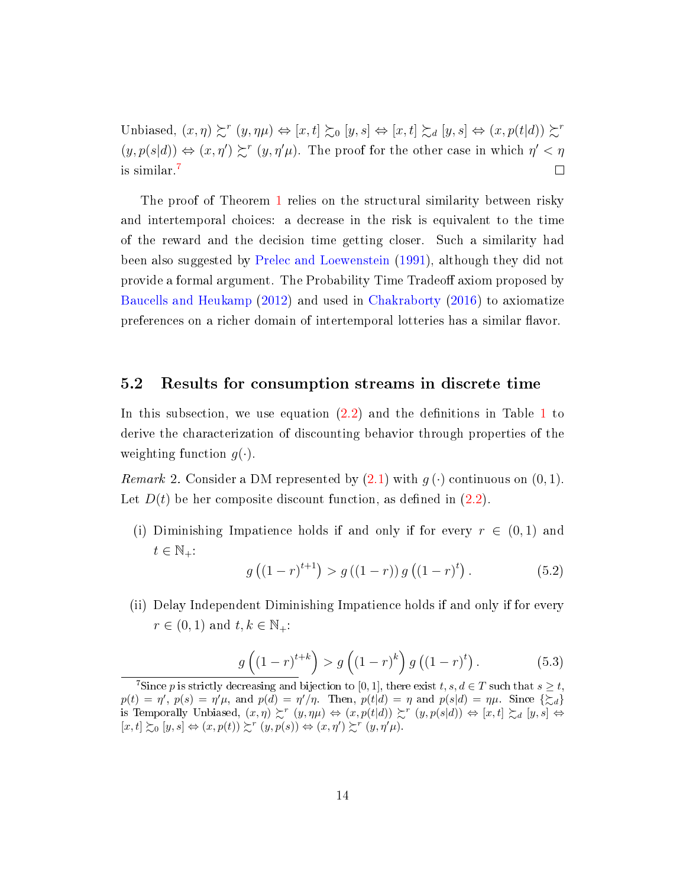Unbiased, $(x, \eta) \succsim^r (y, \eta\mu) \Leftrightarrow [x, t] \succsim_0 [y, s] \Leftrightarrow [x, t] \succsim_d [y, s] \Leftrightarrow (x, p(t|d)) \succsim^r (y, p(s|d)) \Leftrightarrow (x, \eta') \succsim^r (y, \eta'\mu)$. The proof for the other case in which $\eta' < \eta$ is similar.[7] □

The proof of Theorem 1 relies on the structural similarity between risky and intertemporal choices: a decrease in the risk is equivalent to the time of the reward and the decision time getting closer. Such a similarity had been also suggested by Prelec and Loewenstein (1991), although they did not provide a formal argument. The Probability Time Tradeoff axiom proposed by Baucells and Heukamp (2012) and used in Chakraborty (2016) to axiomatize preferences on a richer domain of intertemporal lotteries has a similar flavor.

## 5.2 Results for consumption streams in discrete time

In this subsection, we use equation (2.2) and the definitions in Table 1 to derive the characterization of discounting behavior through properties of the weighting function $g(\cdot)$.

*Remark* 2. Consider a DM represented by (2.1) with $g(\cdot)$ continuous on $(0, 1)$. Let $D(t)$ be her composite discount function, as defined in (2.2).

(i) Diminishing Impatience holds if and only if for every $r \in (0, 1)$ and $t \in \mathbb{N}_+$:

$$g\left((1-r)^{t+1}\right) > g\left((1-r)\right) g\left((1-r)^t\right). \tag{5.2}$$

(ii) Delay Independent Diminishing Impatience holds if and only if for every $r \in (0, 1)$ and $t, k \in \mathbb{N}_+$:

$$g\left((1-r)^{t+k}\right) > g\left((1-r)^k\right) g\left((1-r)^t\right). \tag{5.3}$$

[7] Since $p$ is strictly decreasing and bijection to $[0, 1]$, there exist $t, s, d \in T$ such that $s \geq t$, $p(t) = \eta'$, $p(s) = \eta'\mu$, and $p(d) = \eta'/\eta$. Then, $p(t|d) = \eta$ and $p(s|d) = \eta\mu$. Since $\{\succsim_d\}$ is Temporally Unbiased, $(x, \eta) \succsim^r (y, \eta\mu) \Leftrightarrow (x, p(t|d)) \succsim^r (y, p(s|d)) \Leftrightarrow [x, t] \succsim_d [y, s] \Leftrightarrow [x, t] \succsim_0 [y, s] \Leftrightarrow (x, p(t)) \succsim^r (y, p(s)) \Leftrightarrow (x, \eta') \succsim^r (y, \eta'\mu)$.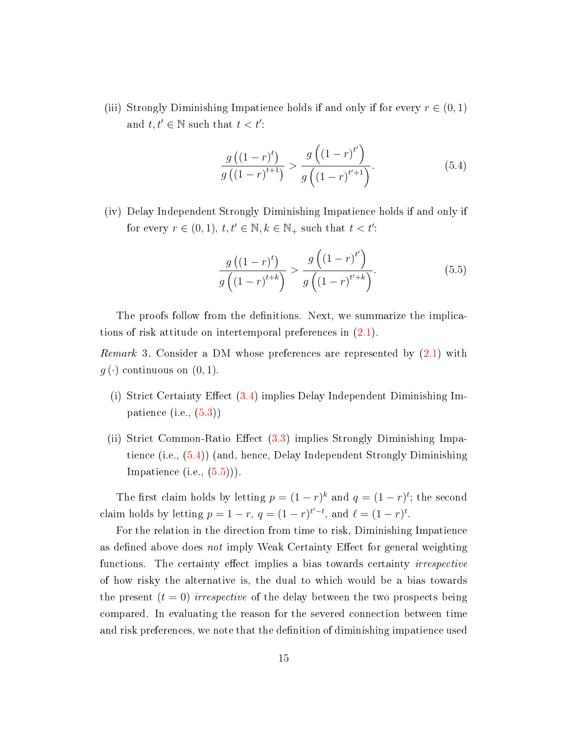(iii) Strongly Diminishing Impatience holds if and only if for every $r \in (0,1)$ and $t, t' \in \mathbb{N}$ such that $t < t'$:

$$\frac{g\left((1-r)^{t}\right)}{g\left((1-r)^{t+1}\right)} > \frac{g\left((1-r)^{t'}\right)}{g\left((1-r)^{t'+1}\right)}. \tag{5.4}$$

(iv) Delay Independent Strongly Diminishing Impatience holds if and only if for every $r \in (0,1)$, $t, t' \in \mathbb{N}, k \in \mathbb{N}_{+}$ such that $t < t'$:

$$\frac{g\left((1-r)^{t}\right)}{g\left((1-r)^{t+k}\right)} > \frac{g\left((1-r)^{t'}\right)}{g\left((1-r)^{t'+k}\right)}. \tag{5.5}$$

The proofs follow from the definitions. Next, we summarize the implications of risk attitude on intertemporal preferences in (2.1).

*Remark* 3. Consider a DM whose preferences are represented by (2.1) with $g(\cdot)$ continuous on $(0,1)$.

(i) Strict Certainty Effect (3.4) implies Delay Independent Diminishing Impatience (i.e., (5.3))

(ii) Strict Common-Ratio Effect (3.3) implies Strongly Diminishing Impatience (i.e., (5.4)) (and, hence, Delay Independent Strongly Diminishing Impatience (i.e., (5.5))).

The first claim holds by letting $p = (1-r)^{k}$ and $q = (1-r)^{t}$; the second claim holds by letting $p = 1-r$, $q = (1-r)^{t'-t}$, and $\ell = (1-r)^{t}$.

For the relation in the direction from time to risk, Diminishing Impatience as defined above does *not* imply Weak Certainty Effect for general weighting functions. The certainty effect implies a bias towards certainty *irrespective* of how risky the alternative is, the dual to which would be a bias towards the present $(t = 0)$ *irrespective* of the delay between the two prospects being compared. In evaluating the reason for the severed connection between time and risk preferences, we note that the definition of diminishing impatience used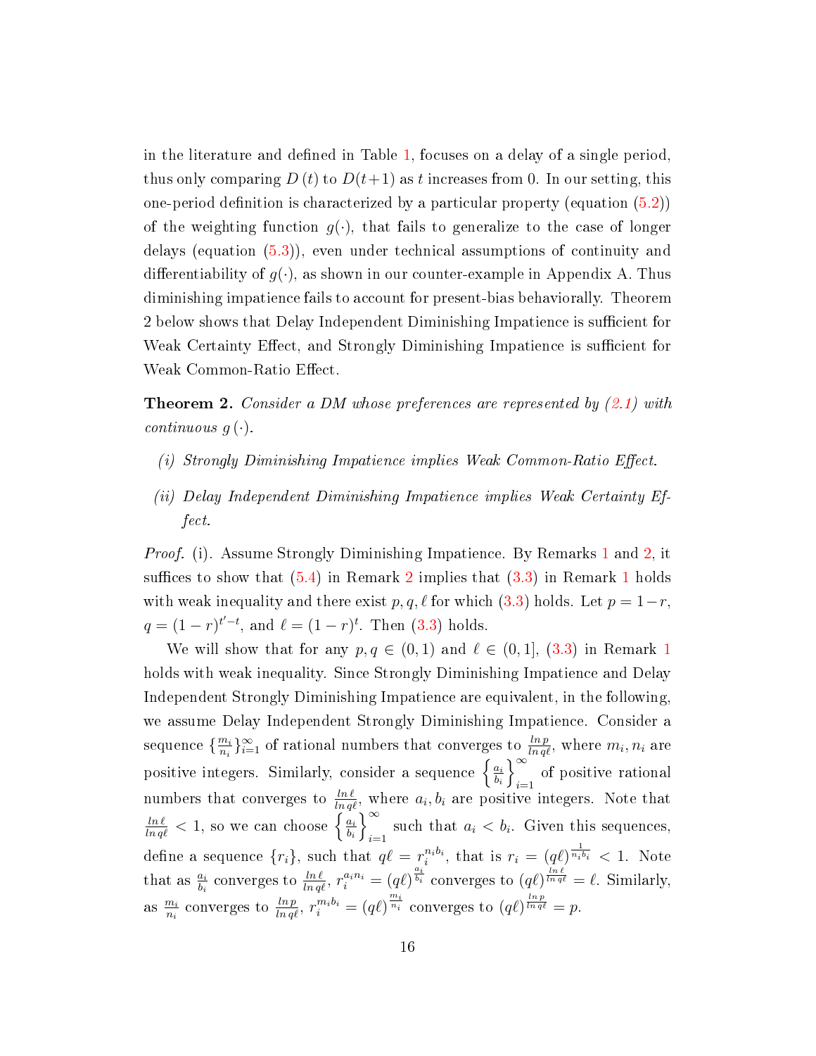in the literature and defined in Table 1, focuses on a delay of a single period, thus only comparing $D(t)$ to $D(t+1)$ as $t$ increases from 0. In our setting, this one-period definition is characterized by a particular property (equation (5.2)) of the weighting function $g(\cdot)$, that fails to generalize to the case of longer delays (equation (5.3)), even under technical assumptions of continuity and differentiability of $g(\cdot)$, as shown in our counter-example in Appendix A. Thus diminishing impatience fails to account for present-bias behaviorally. Theorem 2 below shows that Delay Independent Diminishing Impatience is sufficient for Weak Certainty Effect, and Strongly Diminishing Impatience is sufficient for Weak Common-Ratio Effect.

**Theorem 2.** *Consider a DM whose preferences are represented by (2.1) with continuous $g(\cdot)$.*

*(i) Strongly Diminishing Impatience implies Weak Common-Ratio Effect.*

*(ii) Delay Independent Diminishing Impatience implies Weak Certainty Effect.*

*Proof.* (i). Assume Strongly Diminishing Impatience. By Remarks 1 and 2, it suffices to show that (5.4) in Remark 2 implies that (3.3) in Remark 1 holds with weak inequality and there exist $p, q, \ell$ for which (3.3) holds. Let $p = 1-r$, $q = (1-r)^{t'-t}$, and $\ell = (1-r)^t$. Then (3.3) holds.

We will show that for any $p, q \in (0,1)$ and $\ell \in (0,1]$, (3.3) in Remark 1 holds with weak inequality. Since Strongly Diminishing Impatience and Delay Independent Strongly Diminishing Impatience are equivalent, in the following, we assume Delay Independent Strongly Diminishing Impatience. Consider a sequence $\{\frac{m_i}{n_i}\}_{i=1}^{\infty}$ of rational numbers that converges to $\frac{\ln p}{\ln q\ell}$, where $m_i, n_i$ are positive integers. Similarly, consider a sequence $\left\{\frac{a_i}{b_i}\right\}_{i=1}^{\infty}$ of positive rational numbers that converges to $\frac{\ln \ell}{\ln q\ell}$, where $a_i, b_i$ are positive integers. Note that $\frac{\ln \ell}{\ln q\ell} < 1$, so we can choose $\left\{\frac{a_i}{b_i}\right\}_{i=1}^{\infty}$ such that $a_i < b_i$. Given this sequences, define a sequence $\{r_i\}$, such that $q\ell = r_i^{n_i b_i}$, that is $r_i = (q\ell)^{\frac{1}{n_i b_i}} < 1$. Note that as $\frac{a_i}{b_i}$ converges to $\frac{\ln \ell}{\ln q\ell}$, $r_i^{a_i n_i} = (q\ell)^{\frac{a_i}{b_i}}$ converges to $(q\ell)^{\frac{\ln \ell}{\ln q\ell}} = \ell$. Similarly, as $\frac{m_i}{n_i}$ converges to $\frac{\ln p}{\ln q\ell}$, $r_i^{m_i b_i} = (q\ell)^{\frac{m_i}{n_i}}$ converges to $(q\ell)^{\frac{\ln p}{\ln q\ell}} = p$.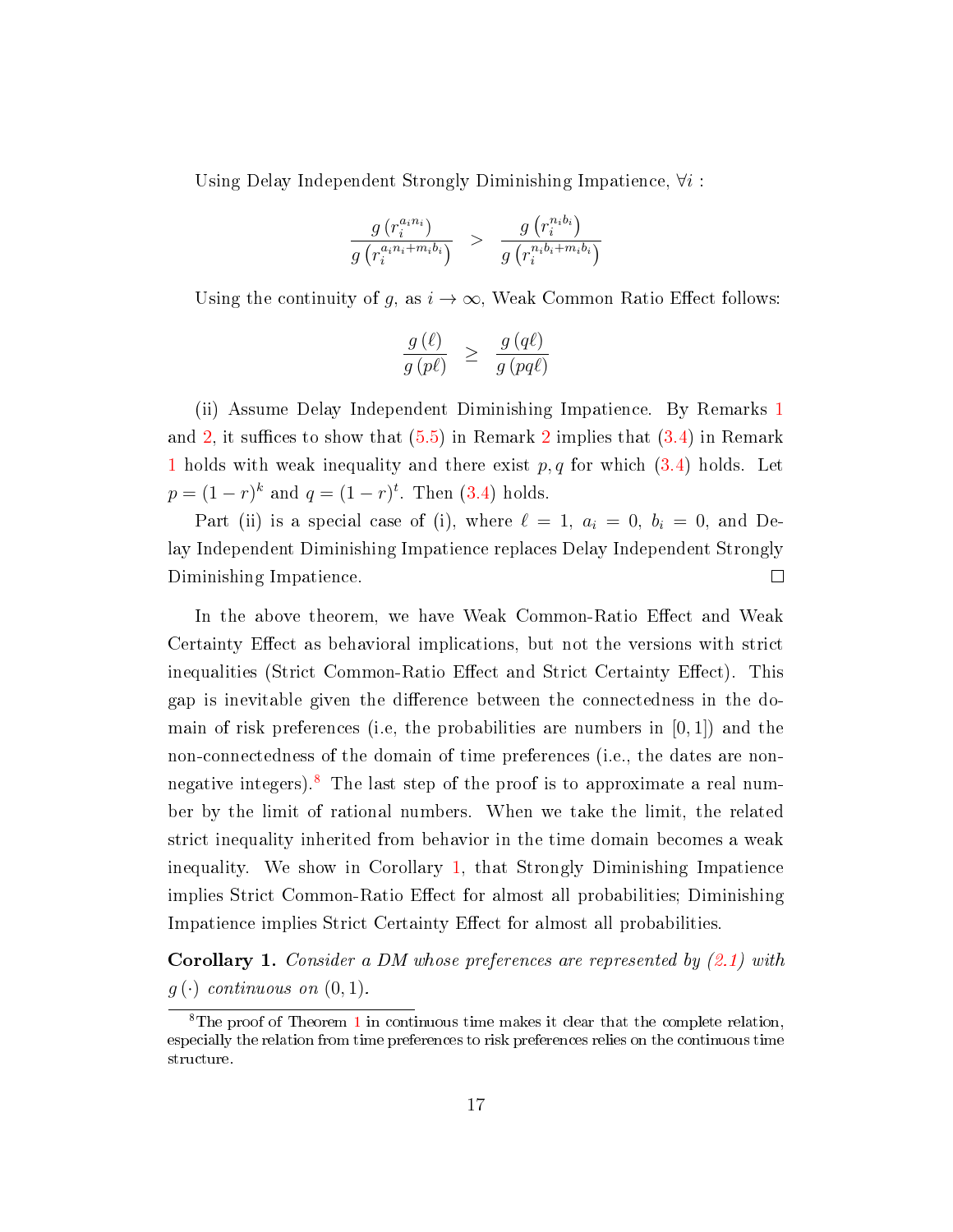Using Delay Independent Strongly Diminishing Impatience, $\forall i$ :

$$\frac{g\left(r_i^{a_i n_i}\right)}{g\left(r_i^{a_i n_i + m_i b_i}\right)} > \frac{g\left(r_i^{n_i b_i}\right)}{g\left(r_i^{n_i b_i + m_i b_i}\right)}$$

Using the continuity of $g$, as $i \to \infty$, Weak Common Ratio Effect follows:

$$\frac{g\left(\ell\right)}{g\left(p\ell\right)} \geq \frac{g\left(q\ell\right)}{g\left(pq\ell\right)}$$

(ii) Assume Delay Independent Diminishing Impatience. By Remarks 1 and 2, it suffices to show that (5.5) in Remark 2 implies that (3.4) in Remark 1 holds with weak inequality and there exist $p, q$ for which (3.4) holds. Let $p = (1-r)^k$ and $q = (1-r)^t$. Then (3.4) holds.

Part (ii) is a special case of (i), where $\ell = 1$, $a_i = 0$, $b_i = 0$, and Delay Independent Diminishing Impatience replaces Delay Independent Strongly Diminishing Impatience. □

In the above theorem, we have Weak Common-Ratio Effect and Weak Certainty Effect as behavioral implications, but not the versions with strict inequalities (Strict Common-Ratio Effect and Strict Certainty Effect). This gap is inevitable given the difference between the connectedness in the domain of risk preferences (i.e, the probabilities are numbers in $[0,1]$) and the non-connectedness of the domain of time preferences (i.e., the dates are non-negative integers).[8] The last step of the proof is to approximate a real number by the limit of rational numbers. When we take the limit, the related strict inequality inherited from behavior in the time domain becomes a weak inequality. We show in Corollary 1, that Strongly Diminishing Impatience implies Strict Common-Ratio Effect for almost all probabilities; Diminishing Impatience implies Strict Certainty Effect for almost all probabilities.

**Corollary 1.** *Consider a DM whose preferences are represented by (2.1) with $g(\cdot)$ continuous on $(0,1)$.*

[8] The proof of Theorem 1 in continuous time makes it clear that the complete relation, especially the relation from time preferences to risk preferences relies on the continuous time structure.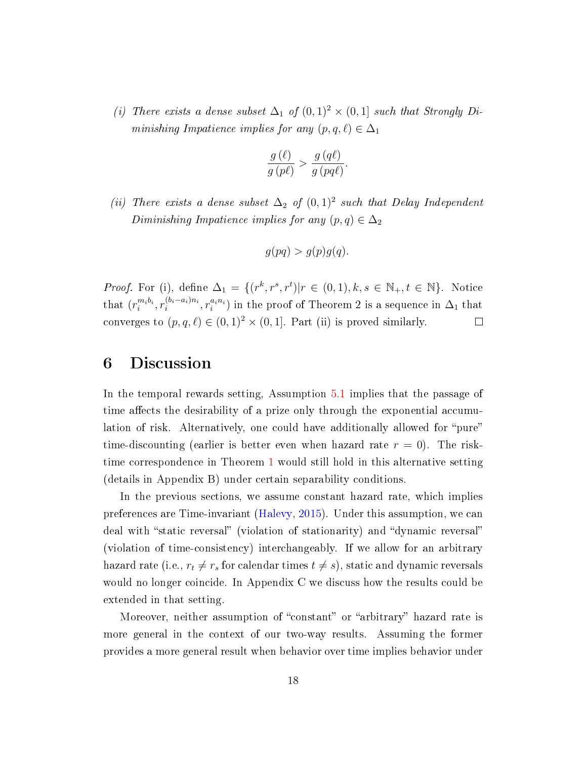*(i) There exists a dense subset $\Delta_1$ of $(0,1)^2 \times (0,1]$ such that Strongly Diminishing Impatience implies for any $(p,q,\ell) \in \Delta_1$*

$$\frac{g(\ell)}{g(p\ell)} > \frac{g(q\ell)}{g(pq\ell)}.$$

*(ii) There exists a dense subset $\Delta_2$ of $(0,1)^2$ such that Delay Independent Diminishing Impatience implies for any $(p,q) \in \Delta_2$*

$$g(pq) > g(p)g(q).$$

*Proof.* For (i), define $\Delta_1 = \{(r^k, r^s, r^t) | r \in (0,1), k, s \in \mathbb{N}_+, t \in \mathbb{N}\}$. Notice that $(r_i^{m_i b_i}, r_i^{(b_i - a_i)n_i}, r_i^{a_i n_i})$ in the proof of Theorem 2 is a sequence in $\Delta_1$ that converges to $(p,q,\ell) \in (0,1)^2 \times (0,1]$. Part (ii) is proved similarly. $\square$

# 6 Discussion

In the temporal rewards setting, Assumption 5.1 implies that the passage of time affects the desirability of a prize only through the exponential accumulation of risk. Alternatively, one could have additionally allowed for "pure" time-discounting (earlier is better even when hazard rate $r = 0$). The risk-time correspondence in Theorem 1 would still hold in this alternative setting (details in Appendix B) under certain separability conditions.

In the previous sections, we assume constant hazard rate, which implies preferences are Time-invariant (Halevy, 2015). Under this assumption, we can deal with "static reversal" (violation of stationarity) and "dynamic reversal" (violation of time-consistency) interchangeably. If we allow for an arbitrary hazard rate (i.e., $r_t \neq r_s$ for calendar times $t \neq s$), static and dynamic reversals would no longer coincide. In Appendix C we discuss how the results could be extended in that setting.

Moreover, neither assumption of "constant" or "arbitrary" hazard rate is more general in the context of our two-way results. Assuming the former provides a more general result when behavior over time implies behavior under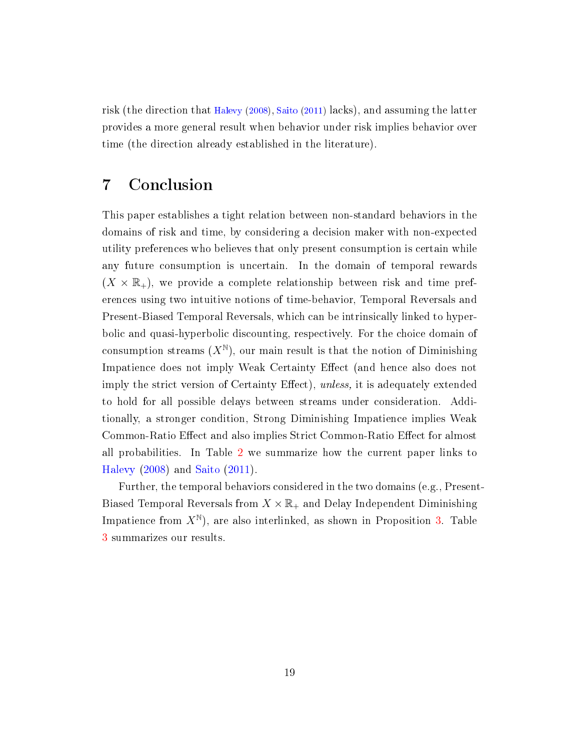risk (the direction that Halevy (2008), Saito (2011) lacks), and assuming the latter provides a more general result when behavior under risk implies behavior over time (the direction already established in the literature).

## 7 Conclusion

This paper establishes a tight relation between non-standard behaviors in the domains of risk and time, by considering a decision maker with non-expected utility preferences who believes that only present consumption is certain while any future consumption is uncertain. In the domain of temporal rewards ($X \times \mathbb{R}_+$), we provide a complete relationship between risk and time preferences using two intuitive notions of time-behavior, Temporal Reversals and Present-Biased Temporal Reversals, which can be intrinsically linked to hyperbolic and quasi-hyperbolic discounting, respectively. For the choice domain of consumption streams ($X^{\mathbb{N}}$), our main result is that the notion of Diminishing Impatience does not imply Weak Certainty Effect (and hence also does not imply the strict version of Certainty Effect), *unless,* it is adequately extended to hold for all possible delays between streams under consideration. Additionally, a stronger condition, Strong Diminishing Impatience implies Weak Common-Ratio Effect and also implies Strict Common-Ratio Effect for almost all probabilities. In Table 2 we summarize how the current paper links to Halevy (2008) and Saito (2011).

Further, the temporal behaviors considered in the two domains (e.g., Present-Biased Temporal Reversals from $X \times \mathbb{R}_+$ and Delay Independent Diminishing Impatience from $X^{\mathbb{N}}$), are also interlinked, as shown in Proposition 3. Table 3 summarizes our results.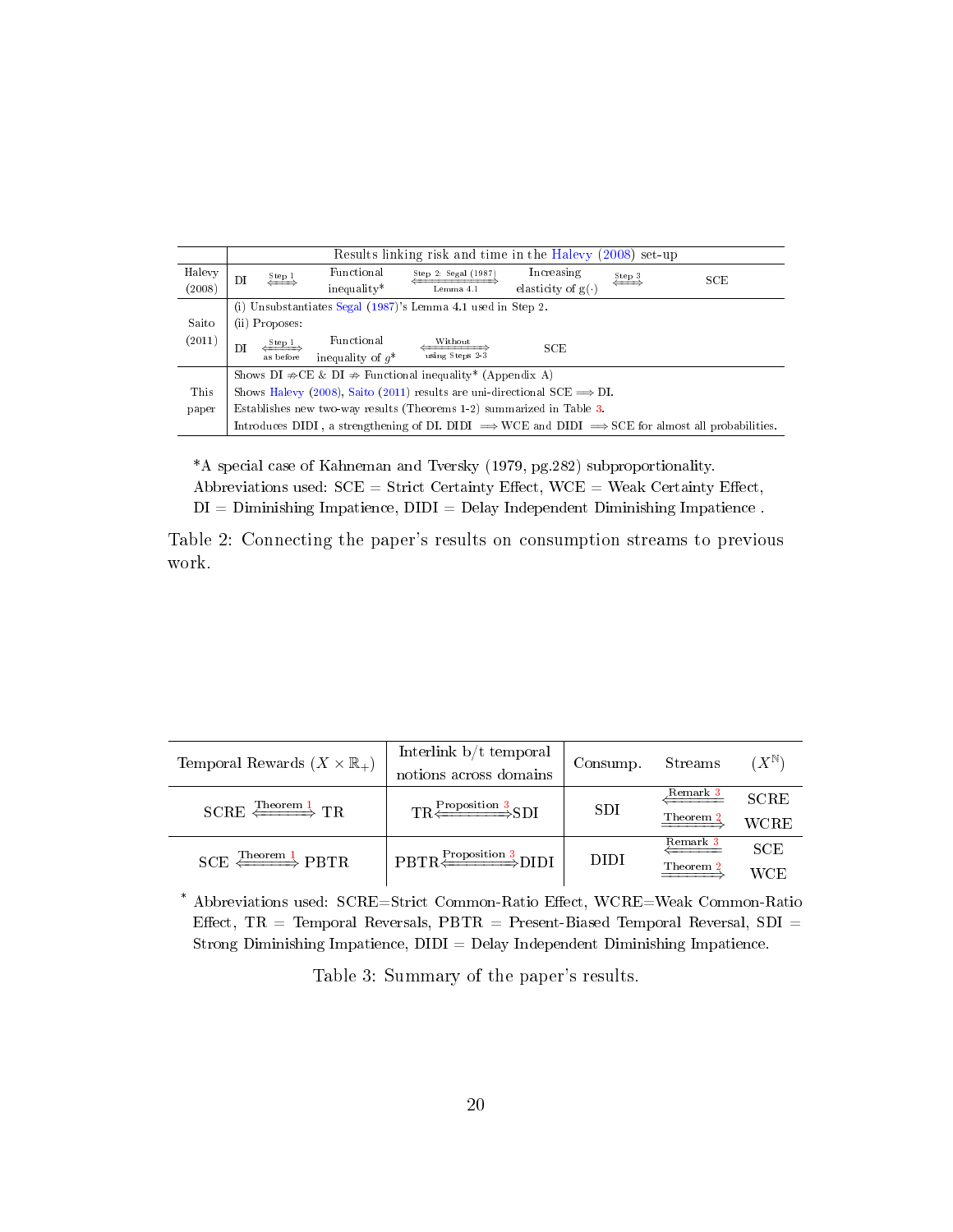| | Results linking risk and time in the Halevy (2008) set-up |
|---|---|
| Halevy (2008) | DI $\overset{\text{Step 1}}{\Longleftrightarrow}$ Functional inequality* $\underset{\text{Lemma 4.1}}{\overset{\text{Step 2: Segal (1987)}}{\Longleftrightarrow}}$ Increasing elasticity of g(·) $\overset{\text{Step 3}}{\Longleftrightarrow}$ SCE |
| Saito (2011) | (i) Unsubstantiates Segal (1987)'s Lemma 4.1 used in Step 2.<br>(ii) Proposes:<br>DI $\underset{\text{as before}}{\overset{\text{Step 1}}{\Longleftrightarrow}}$ Functional inequality of $g$* $\underset{\text{using Steps 2-3}}{\overset{\text{Without}}{\Longleftrightarrow}}$ SCE |
| This paper | Shows DI $\not\Rightarrow$CE & DI $\not\Rightarrow$ Functional inequality* (Appendix A)<br>Shows Halevy (2008), Saito (2011) results are uni-directional SCE $\Longrightarrow$ DI.<br>Establishes new two-way results (Theorems 1-2) summarized in Table 3.<br>Introduces DIDI , a strengthening of DI. DIDI $\Longrightarrow$ WCE and DIDI $\Longrightarrow$ SCE for almost all probabilities. |

*A special case of Kahneman and Tversky (1979, pg.282) subproportionality.
Abbreviations used: SCE = Strict Certainty Effect, WCE = Weak Certainty Effect, DI = Diminishing Impatience, DIDI = Delay Independent Diminishing Impatience .

Table 2: Connecting the paper's results on consumption streams to previous work.

| Temporal Rewards ($X \times \mathbb{R}_+$) | Interlink b/t temporal notions across domains | Consump. | Streams | ($X^{\mathbb{N}}$) |
|---|---|---|---|---|
| SCRE $\overset{\text{Theorem 1}}{\Longleftrightarrow}$ TR | TR $\overset{\text{Proposition 3}}{\Longleftrightarrow}$ SDI | SDI | $\overset{\text{Remark 3}}{\Longleftarrow}$<br>$\overset{\text{Theorem 2}}{\Longrightarrow}$ | SCRE<br>WCRE |
| SCE $\overset{\text{Theorem 1}}{\Longleftrightarrow}$ PBTR | PBTR $\overset{\text{Proposition 3}}{\Longleftrightarrow}$ DIDI | DIDI | $\overset{\text{Remark 3}}{\Longleftarrow}$<br>$\overset{\text{Theorem 2}}{\Longrightarrow}$ | SCE<br>WCE |

* Abbreviations used: SCRE=Strict Common-Ratio Effect, WCRE=Weak Common-Ratio Effect, TR = Temporal Reversals, PBTR = Present-Biased Temporal Reversal, SDI = Strong Diminishing Impatience, DIDI = Delay Independent Diminishing Impatience.

Table 3: Summary of the paper's results.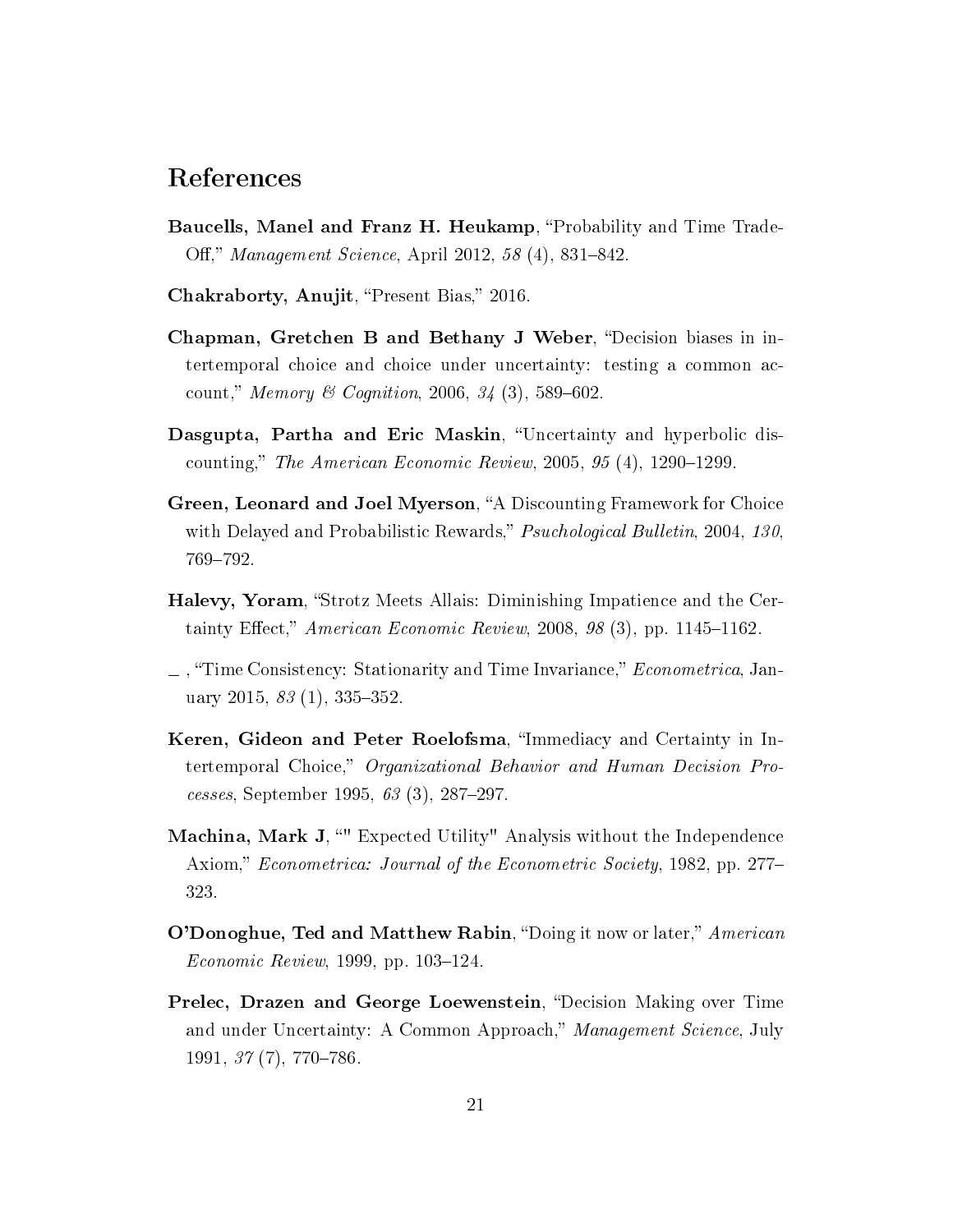# References

**Baucells, Manel and Franz H. Heukamp**, "Probability and Time Trade-Off," *Management Science*, April 2012, *58* (4), 831–842.

**Chakraborty, Anujit**, "Present Bias," 2016.

**Chapman, Gretchen B and Bethany J Weber**, "Decision biases in intertemporal choice and choice under uncertainty: testing a common account," *Memory & Cognition*, 2006, *34* (3), 589–602.

**Dasgupta, Partha and Eric Maskin**, "Uncertainty and hyperbolic discounting," *The American Economic Review*, 2005, *95* (4), 1290–1299.

**Green, Leonard and Joel Myerson**, "A Discounting Framework for Choice with Delayed and Probabilistic Rewards," *Psuchological Bulletin*, 2004, *130*, 769–792.

**Halevy, Yoram**, "Strotz Meets Allais: Diminishing Impatience and the Certainty Effect," *American Economic Review*, 2008, *98* (3), pp. 1145–1162.

_ , "Time Consistency: Stationarity and Time Invariance," *Econometrica*, January 2015, *83* (1), 335–352.

**Keren, Gideon and Peter Roelofsma**, "Immediacy and Certainty in Intertemporal Choice," *Organizational Behavior and Human Decision Processes*, September 1995, *63* (3), 287–297.

**Machina, Mark J**, """ Expected Utility" Analysis without the Independence Axiom," *Econometrica: Journal of the Econometric Society*, 1982, pp. 277–323.

**O'Donoghue, Ted and Matthew Rabin**, "Doing it now or later," *American Economic Review*, 1999, pp. 103–124.

**Prelec, Drazen and George Loewenstein**, "Decision Making over Time and under Uncertainty: A Common Approach," *Management Science*, July 1991, *37* (7), 770–786.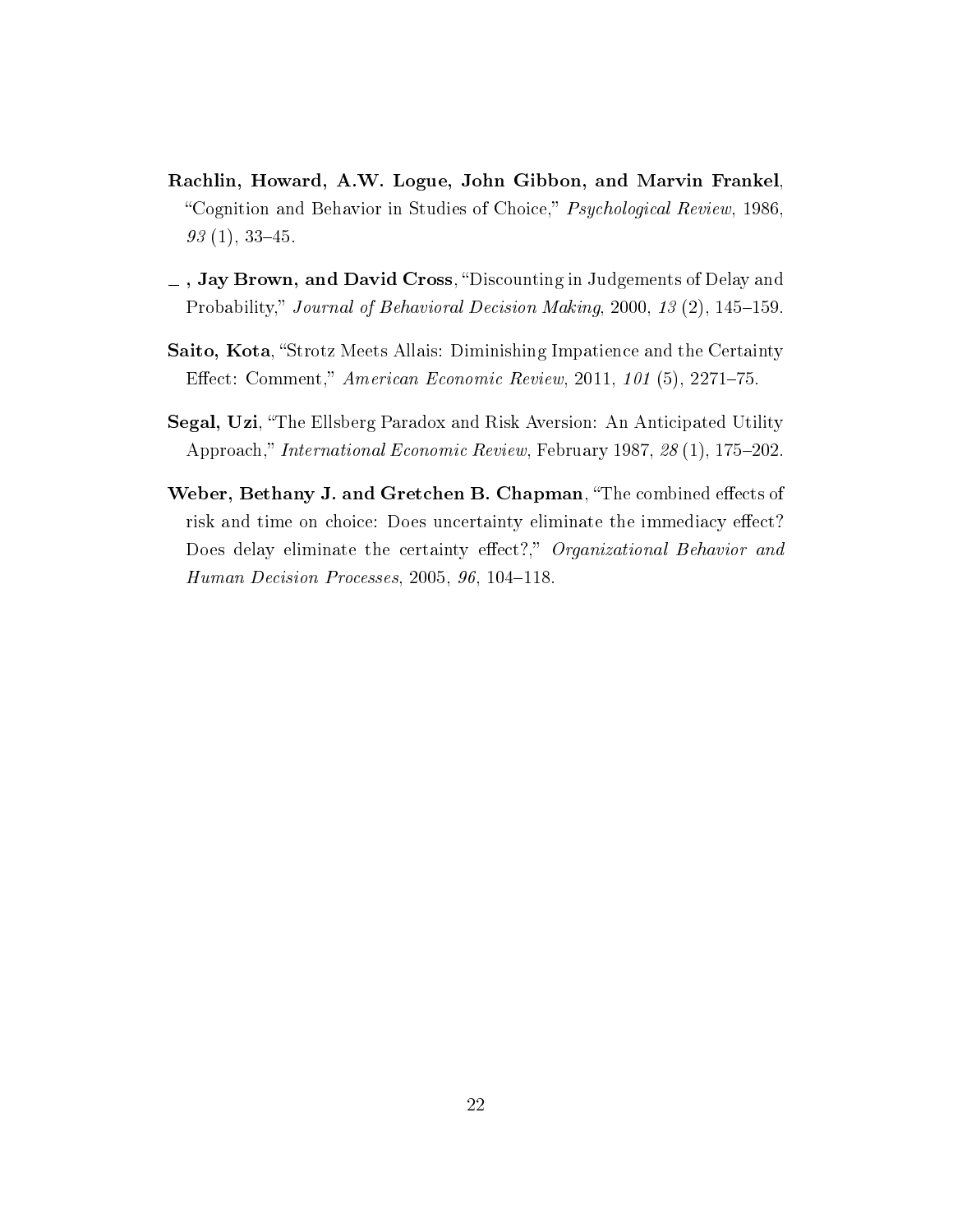**Rachlin, Howard, A.W. Logue, John Gibbon, and Marvin Frankel**, "Cognition and Behavior in Studies of Choice," *Psychological Review*, 1986, *93* (1), 33–45.

**_ , Jay Brown, and David Cross**, "Discounting in Judgements of Delay and Probability," *Journal of Behavioral Decision Making*, 2000, *13* (2), 145–159.

**Saito, Kota**, "Strotz Meets Allais: Diminishing Impatience and the Certainty Effect: Comment," *American Economic Review*, 2011, *101* (5), 2271–75.

**Segal, Uzi**, "The Ellsberg Paradox and Risk Aversion: An Anticipated Utility Approach," *International Economic Review*, February 1987, *28* (1), 175–202.

**Weber, Bethany J. and Gretchen B. Chapman**, "The combined effects of risk and time on choice: Does uncertainty eliminate the immediacy effect? Does delay eliminate the certainty effect?," *Organizational Behavior and Human Decision Processes*, 2005, *96*, 104–118.